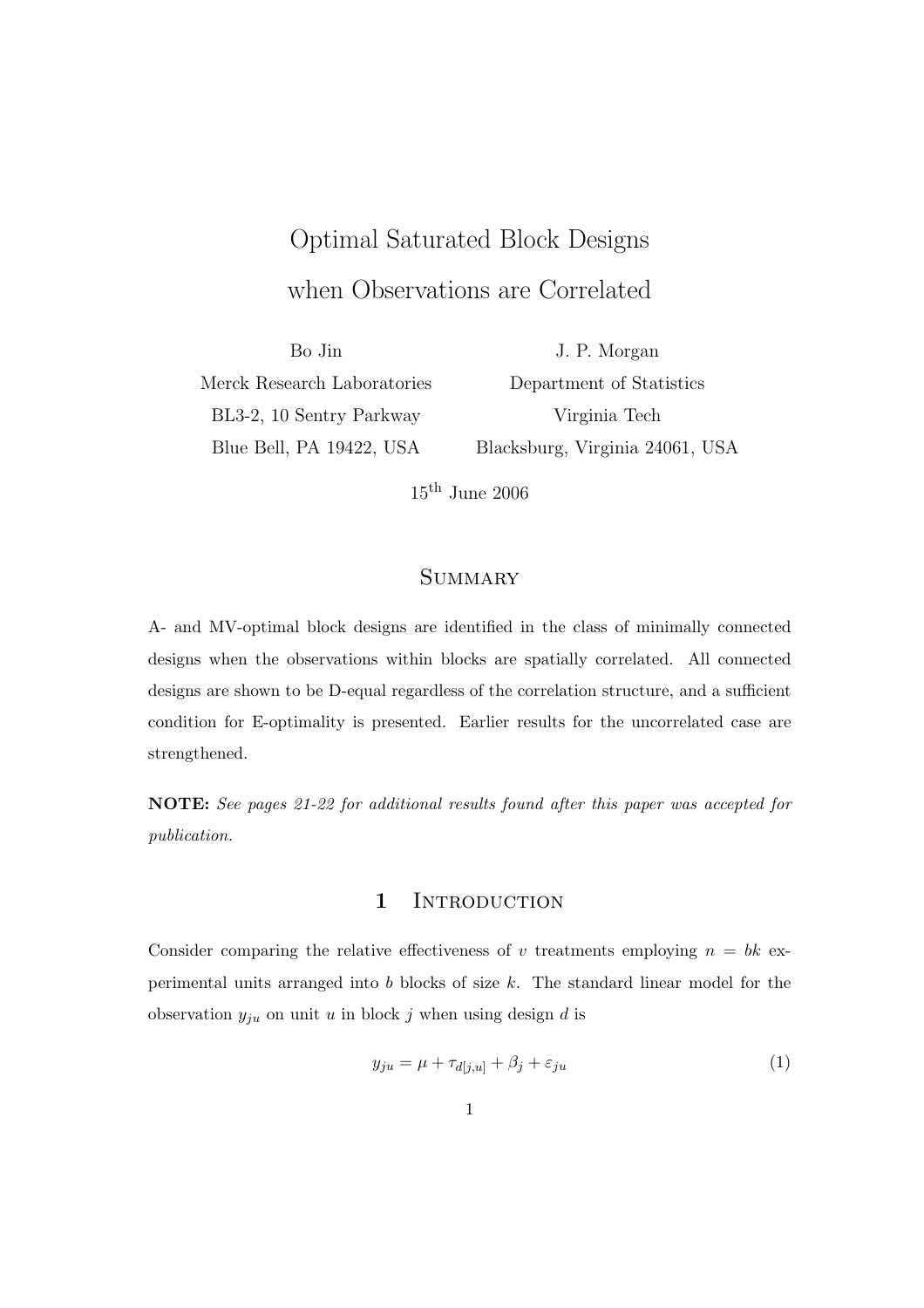# Optimal Saturated Block Designs when Observations are Correlated

Bo Jin
Merck Research Laboratories
BL3-2, 10 Sentry Parkway
Blue Bell, PA 19422, USA

J. P. Morgan
Department of Statistics
Virginia Tech
Blacksburg, Virginia 24061, USA

15th June 2006

## Summary

A- and MV-optimal block designs are identified in the class of minimally connected designs when the observations within blocks are spatially correlated. All connected designs are shown to be D-equal regardless of the correlation structure, and a sufficient condition for E-optimality is presented. Earlier results for the uncorrelated case are strengthened.

**NOTE:** *See pages 21-22 for additional results found after this paper was accepted for publication.*

## 1 Introduction

Consider comparing the relative effectiveness of $v$ treatments employing $n = bk$ experimental units arranged into $b$ blocks of size $k$. The standard linear model for the observation $y_{ju}$ on unit $u$ in block $j$ when using design $d$ is

$$y_{ju} = \mu + \tau_{d[j,u]} + \beta_j + \varepsilon_{ju} \tag{1}$$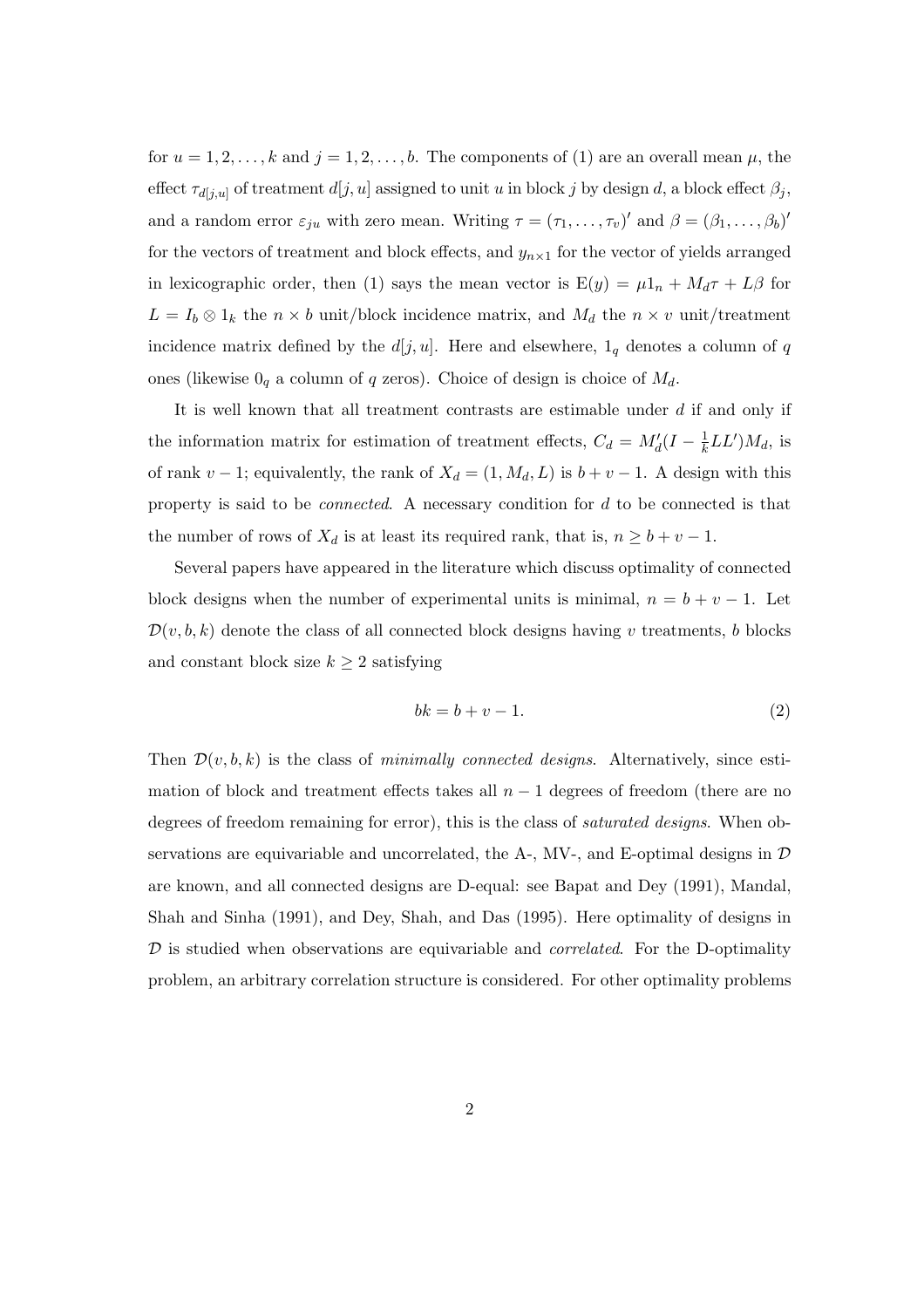for $u = 1, 2, \ldots, k$ and $j = 1, 2, \ldots, b$. The components of (1) are an overall mean $\mu$, the effect $\tau_{d[j,u]}$ of treatment $d[j, u]$ assigned to unit $u$ in block $j$ by design $d$, a block effect $\beta_j$, and a random error $\varepsilon_{ju}$ with zero mean. Writing $\tau = (\tau_1, \ldots, \tau_v)'$ and $\beta = (\beta_1, \ldots, \beta_b)'$ for the vectors of treatment and block effects, and $y_{n\times 1}$ for the vector of yields arranged in lexicographic order, then (1) says the mean vector is $\mathrm{E}(y) = \mu 1_n + M_d\tau + L\beta$ for $L = I_b \otimes 1_k$ the $n \times b$ unit/block incidence matrix, and $M_d$ the $n \times v$ unit/treatment incidence matrix defined by the $d[j, u]$. Here and elsewhere, $1_q$ denotes a column of $q$ ones (likewise $0_q$ a column of $q$ zeros). Choice of design is choice of $M_d$.

It is well known that all treatment contrasts are estimable under $d$ if and only if the information matrix for estimation of treatment effects, $C_d = M_d'(I - \frac{1}{k}LL')M_d$, is of rank $v - 1$; equivalently, the rank of $X_d = (1, M_d, L)$ is $b + v - 1$. A design with this property is said to be *connected*. A necessary condition for $d$ to be connected is that the number of rows of $X_d$ is at least its required rank, that is, $n \geq b + v - 1$.

Several papers have appeared in the literature which discuss optimality of connected block designs when the number of experimental units is minimal, $n = b + v - 1$. Let $\mathcal{D}(v, b, k)$ denote the class of all connected block designs having $v$ treatments, $b$ blocks and constant block size $k \geq 2$ satisfying

$$bk = b + v - 1. \tag{2}$$

Then $\mathcal{D}(v, b, k)$ is the class of *minimally connected designs*. Alternatively, since estimation of block and treatment effects takes all $n - 1$ degrees of freedom (there are no degrees of freedom remaining for error), this is the class of *saturated designs*. When observations are equivariable and uncorrelated, the A-, MV-, and E-optimal designs in $\mathcal{D}$ are known, and all connected designs are D-equal: see Bapat and Dey (1991), Mandal, Shah and Sinha (1991), and Dey, Shah, and Das (1995). Here optimality of designs in $\mathcal{D}$ is studied when observations are equivariable and *correlated*. For the D-optimality problem, an arbitrary correlation structure is considered. For other optimality problems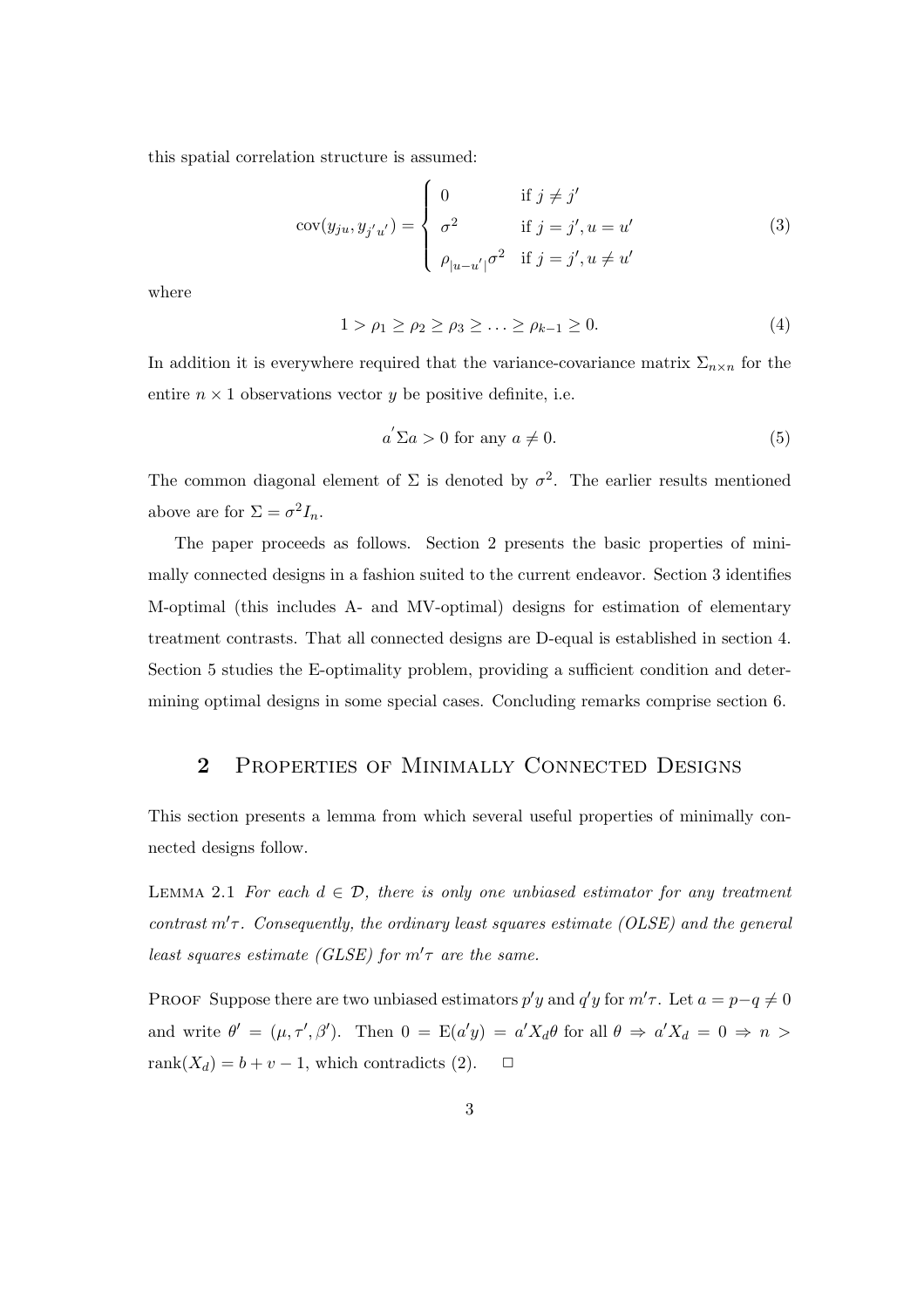this spatial correlation structure is assumed:

$$\text{cov}(y_{ju}, y_{j'u'}) = \begin{cases} 0 & \text{if } j \neq j' \\ \sigma^2 & \text{if } j = j', u = u' \\ \rho_{|u-u'|}\sigma^2 & \text{if } j = j', u \neq u' \end{cases} \tag{3}$$

where

$$1 > \rho_1 \geq \rho_2 \geq \rho_3 \geq \ldots \geq \rho_{k-1} \geq 0. \tag{4}$$

In addition it is everywhere required that the variance-covariance matrix $\Sigma_{n\times n}$ for the entire $n \times 1$ observations vector $y$ be positive definite, i.e.

$$a^{'}\Sigma a > 0 \text{ for any } a \neq 0. \tag{5}$$

The common diagonal element of $\Sigma$ is denoted by $\sigma^2$. The earlier results mentioned above are for $\Sigma = \sigma^2 I_n$.

The paper proceeds as follows. Section 2 presents the basic properties of minimally connected designs in a fashion suited to the current endeavor. Section 3 identifies M-optimal (this includes A- and MV-optimal) designs for estimation of elementary treatment contrasts. That all connected designs are D-equal is established in section 4. Section 5 studies the E-optimality problem, providing a sufficient condition and determining optimal designs in some special cases. Concluding remarks comprise section 6.

## 2 Properties of Minimally Connected Designs

This section presents a lemma from which several useful properties of minimally connected designs follow.

Lemma 2.1 *For each $d \in \mathcal{D}$, there is only one unbiased estimator for any treatment contrast $m'\tau$. Consequently, the ordinary least squares estimate (OLSE) and the general least squares estimate (GLSE) for $m'\tau$ are the same.*

Proof Suppose there are two unbiased estimators $p'y$ and $q'y$ for $m'\tau$. Let $a = p - q \neq 0$ and write $\theta' = (\mu, \tau', \beta')$. Then $0 = \text{E}(a'y) = a'X_d\theta$ for all $\theta \Rightarrow a'X_d = 0 \Rightarrow n > \text{rank}(X_d) = b + v - 1$, which contradicts (2). $\quad\square$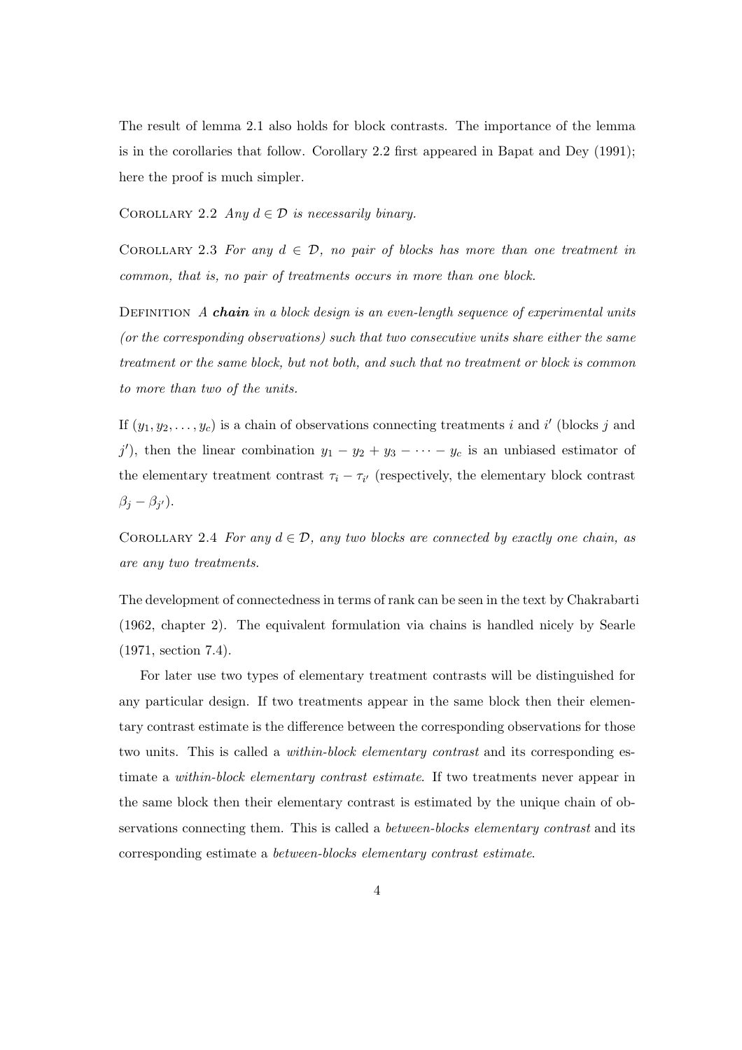The result of lemma 2.1 also holds for block contrasts. The importance of the lemma is in the corollaries that follow. Corollary 2.2 first appeared in Bapat and Dey (1991); here the proof is much simpler.

COROLLARY 2.2 *Any $d \in \mathcal{D}$ is necessarily binary.*

COROLLARY 2.3 *For any $d \in \mathcal{D}$, no pair of blocks has more than one treatment in common, that is, no pair of treatments occurs in more than one block.*

DEFINITION *A* ***chain*** *in a block design is an even-length sequence of experimental units (or the corresponding observations) such that two consecutive units share either the same treatment or the same block, but not both, and such that no treatment or block is common to more than two of the units.*

If $(y_1, y_2, \ldots, y_c)$ is a chain of observations connecting treatments $i$ and $i'$ (blocks $j$ and $j'$), then the linear combination $y_1 - y_2 + y_3 - \cdots - y_c$ is an unbiased estimator of the elementary treatment contrast $\tau_i - \tau_{i'}$ (respectively, the elementary block contrast $\beta_j - \beta_{j'}$).

COROLLARY 2.4 *For any $d \in \mathcal{D}$, any two blocks are connected by exactly one chain, as are any two treatments.*

The development of connectedness in terms of rank can be seen in the text by Chakrabarti (1962, chapter 2). The equivalent formulation via chains is handled nicely by Searle (1971, section 7.4).

For later use two types of elementary treatment contrasts will be distinguished for any particular design. If two treatments appear in the same block then their elementary contrast estimate is the difference between the corresponding observations for those two units. This is called a *within-block elementary contrast* and its corresponding estimate a *within-block elementary contrast estimate*. If two treatments never appear in the same block then their elementary contrast is estimated by the unique chain of observations connecting them. This is called a *between-blocks elementary contrast* and its corresponding estimate a *between-blocks elementary contrast estimate*.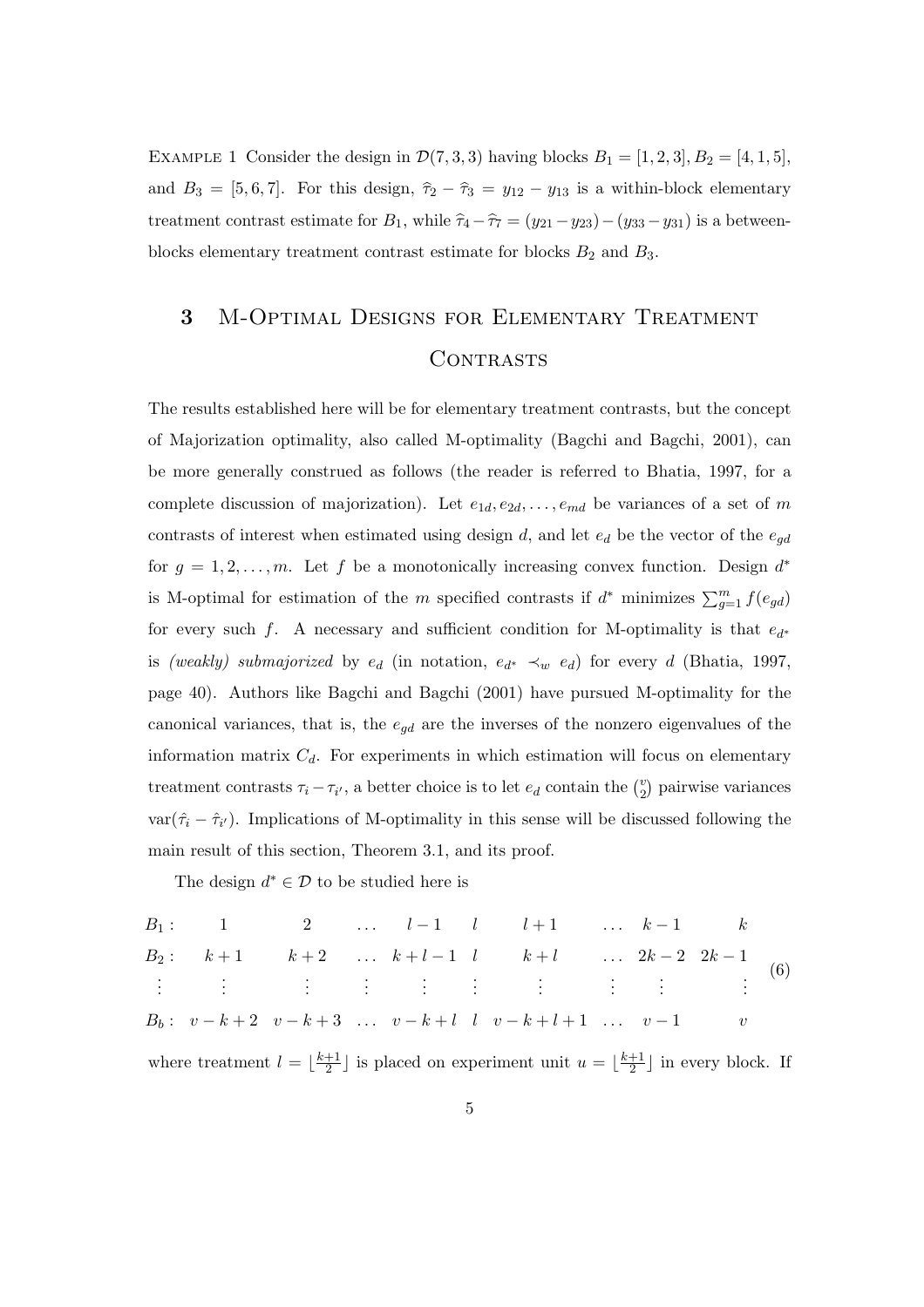Example 1 Consider the design in $\mathcal{D}(7,3,3)$ having blocks $B_1 = [1,2,3], B_2 = [4,1,5]$, and $B_3 = [5,6,7]$. For this design, $\widehat{\tau}_2 - \widehat{\tau}_3 = y_{12} - y_{13}$ is a within-block elementary treatment contrast estimate for $B_1$, while $\widehat{\tau}_4 - \widehat{\tau}_7 = (y_{21} - y_{23}) - (y_{33} - y_{31})$ is a between-blocks elementary treatment contrast estimate for blocks $B_2$ and $B_3$.

## 3 M-Optimal Designs for Elementary Treatment Contrasts

The results established here will be for elementary treatment contrasts, but the concept of Majorization optimality, also called M-optimality (Bagchi and Bagchi, 2001), can be more generally construed as follows (the reader is referred to Bhatia, 1997, for a complete discussion of majorization). Let $e_{1d}, e_{2d}, \ldots, e_{md}$ be variances of a set of $m$ contrasts of interest when estimated using design $d$, and let $e_d$ be the vector of the $e_{gd}$ for $g = 1, 2, \ldots, m$. Let $f$ be a monotonically increasing convex function. Design $d^*$ is M-optimal for estimation of the $m$ specified contrasts if $d^*$ minimizes $\sum_{g=1}^{m} f(e_{gd})$ for every such $f$. A necessary and sufficient condition for M-optimality is that $e_{d^*}$ is *(weakly) submajorized* by $e_d$ (in notation, $e_{d^*} \prec_w e_d$) for every $d$ (Bhatia, 1997, page 40). Authors like Bagchi and Bagchi (2001) have pursued M-optimality for the canonical variances, that is, the $e_{gd}$ are the inverses of the nonzero eigenvalues of the information matrix $C_d$. For experiments in which estimation will focus on elementary treatment contrasts $\tau_i - \tau_{i'}$, a better choice is to let $e_d$ contain the $\binom{v}{2}$ pairwise variances $\text{var}(\hat{\tau}_i - \hat{\tau}_{i'})$. Implications of M-optimality in this sense will be discussed following the main result of this section, Theorem 3.1, and its proof.

The design $d^* \in \mathcal{D}$ to be studied here is

$$
\begin{array}{lcccccccccc}
B_1: & 1 & 2 & \ldots & l-1 & l & l+1 & \ldots & k-1 & k \\
B_2: & k+1 & k+2 & \ldots & k+l-1 & l & k+l & \ldots & 2k-2 & 2k-1 \\
\vdots & \vdots & \vdots & \vdots & \vdots & \vdots & \vdots & \vdots & \vdots & \vdots \\
B_b: & v-k+2 & v-k+3 & \ldots & v-k+l & l & v-k+l+1 & \ldots & v-1 & v
\end{array} \tag{6}
$$

where treatment $l = \lfloor \frac{k+1}{2} \rfloor$ is placed on experiment unit $u = \lfloor \frac{k+1}{2} \rfloor$ in every block. If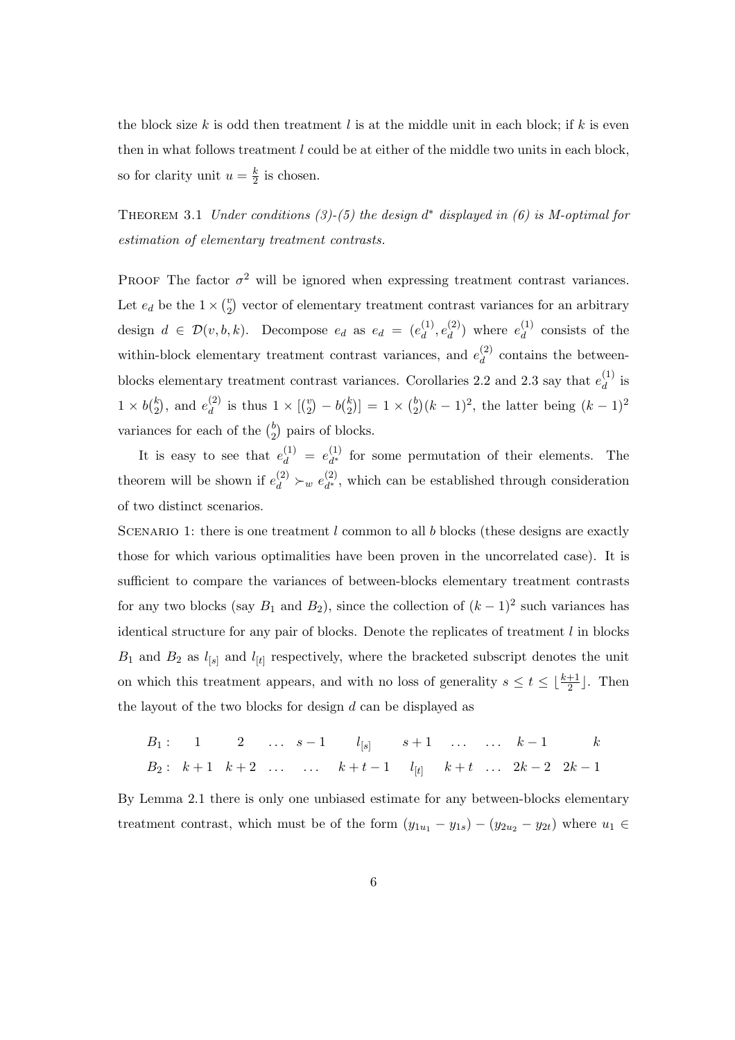the block size $k$ is odd then treatment $l$ is at the middle unit in each block; if $k$ is even then in what follows treatment $l$ could be at either of the middle two units in each block, so for clarity unit $u = \frac{k}{2}$ is chosen.

THEOREM 3.1 *Under conditions (3)-(5) the design $d^*$ displayed in (6) is M-optimal for estimation of elementary treatment contrasts.*

PROOF The factor $\sigma^2$ will be ignored when expressing treatment contrast variances. Let $e_d$ be the $1 \times \binom{v}{2}$ vector of elementary treatment contrast variances for an arbitrary design $d \in \mathcal{D}(v,b,k)$. Decompose $e_d$ as $e_d = (e_d^{(1)}, e_d^{(2)})$ where $e_d^{(1)}$ consists of the within-block elementary treatment contrast variances, and $e_d^{(2)}$ contains the between-blocks elementary treatment contrast variances. Corollaries 2.2 and 2.3 say that $e_d^{(1)}$ is $1 \times b\binom{k}{2}$, and $e_d^{(2)}$ is thus $1 \times [\binom{v}{2} - b\binom{k}{2}] = 1 \times \binom{b}{2}(k-1)^2$, the latter being $(k-1)^2$ variances for each of the $\binom{b}{2}$ pairs of blocks.

It is easy to see that $e_d^{(1)} = e_{d^*}^{(1)}$ for some permutation of their elements. The theorem will be shown if $e_d^{(2)} \succ_w e_{d^*}^{(2)}$, which can be established through consideration of two distinct scenarios.

SCENARIO 1: there is one treatment $l$ common to all $b$ blocks (these designs are exactly those for which various optimalities have been proven in the uncorrelated case). It is sufficient to compare the variances of between-blocks elementary treatment contrasts for any two blocks (say $B_1$ and $B_2$), since the collection of $(k-1)^2$ such variances has identical structure for any pair of blocks. Denote the replicates of treatment $l$ in blocks $B_1$ and $B_2$ as $l_{[s]}$ and $l_{[t]}$ respectively, where the bracketed subscript denotes the unit on which this treatment appears, and with no loss of generality $s \leq t \leq \lfloor \frac{k+1}{2} \rfloor$. Then the layout of the two blocks for design $d$ can be displayed as

$$
\begin{array}{lccccccccc}
B_1: & 1 & 2 & \dots & s-1 & l_{[s]} & s+1 & \dots & \dots & k-1 & k \\
B_2: & k+1 & k+2 & \dots & \dots & k+t-1 & l_{[t]} & k+t & \dots & 2k-2 & 2k-1
\end{array}
$$

By Lemma 2.1 there is only one unbiased estimate for any between-blocks elementary treatment contrast, which must be of the form $(y_{1u_1} - y_{1s}) - (y_{2u_2} - y_{2t})$ where $u_1 \in$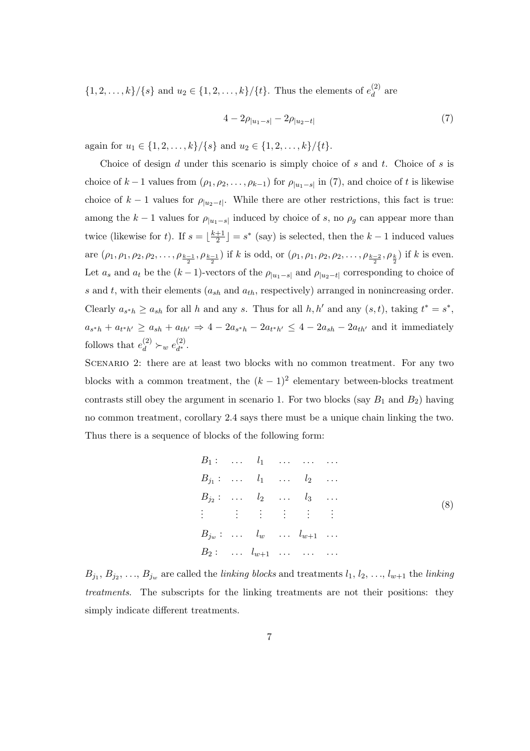$\{1, 2, \ldots, k\}/\{s\}$ and $u_2 \in \{1, 2, \ldots, k\}/\{t\}$. Thus the elements of $e_d^{(2)}$ are

$$4 - 2\rho_{|u_1-s|} - 2\rho_{|u_2-t|} \tag{7}$$

again for $u_1 \in \{1, 2, \ldots, k\}/\{s\}$ and $u_2 \in \{1, 2, \ldots, k\}/\{t\}$.

Choice of design $d$ under this scenario is simply choice of $s$ and $t$. Choice of $s$ is choice of $k-1$ values from $(\rho_1, \rho_2, \ldots, \rho_{k-1})$ for $\rho_{|u_1-s|}$ in (7), and choice of $t$ is likewise choice of $k-1$ values for $\rho_{|u_2-t|}$. While there are other restrictions, this fact is true: among the $k-1$ values for $\rho_{|u_1-s|}$ induced by choice of $s$, no $\rho_g$ can appear more than twice (likewise for $t$). If $s = \lfloor \frac{k+1}{2} \rfloor = s^*$ (say) is selected, then the $k-1$ induced values are $(\rho_1, \rho_1, \rho_2, \rho_2, \ldots, \rho_{\frac{k-1}{2}}, \rho_{\frac{k-1}{2}})$ if $k$ is odd, or $(\rho_1, \rho_1, \rho_2, \rho_2, \ldots, \rho_{\frac{k-2}{2}}, \rho_{\frac{k}{2}})$ if $k$ is even. Let $a_s$ and $a_t$ be the $(k-1)$-vectors of the $\rho_{|u_1-s|}$ and $\rho_{|u_2-t|}$ corresponding to choice of $s$ and $t$, with their elements ($a_{sh}$ and $a_{th}$, respectively) arranged in nonincreasing order. Clearly $a_{s^*h} \geq a_{sh}$ for all $h$ and any $s$. Thus for all $h, h'$ and any $(s,t)$, taking $t^* = s^*$, $a_{s^*h} + a_{t^*h'} \geq a_{sh} + a_{th'} \Rightarrow 4 - 2a_{s^*h} - 2a_{t^*h'} \leq 4 - 2a_{sh} - 2a_{th'}$ and it immediately follows that $e_d^{(2)} \succ_w e_{d^*}^{(2)}$.

Scenario 2: there are at least two blocks with no common treatment. For any two blocks with a common treatment, the $(k-1)^2$ elementary between-blocks treatment contrasts still obey the argument in scenario 1. For two blocks (say $B_1$ and $B_2$) having no common treatment, corollary 2.4 says there must be a unique chain linking the two. Thus there is a sequence of blocks of the following form:

$$\begin{array}{llllll}
B_1: & \ldots & l_1 & \ldots & \ldots & \ldots \\
B_{j_1}: & \ldots & l_1 & \ldots & l_2 & \ldots \\
B_{j_2}: & \ldots & l_2 & \ldots & l_3 & \ldots \\
\vdots & \vdots & \vdots & \vdots & \vdots & \vdots \\
B_{j_w}: & \ldots & l_w & \ldots & l_{w+1} & \ldots \\
B_2: & \ldots & l_{w+1} & \ldots & \ldots & \ldots
\end{array} \tag{8}$$

$B_{j_1}$, $B_{j_2}$, ..., $B_{j_w}$ are called the *linking blocks* and treatments $l_1$, $l_2$, ..., $l_{w+1}$ the *linking treatments*. The subscripts for the linking treatments are not their positions: they simply indicate different treatments.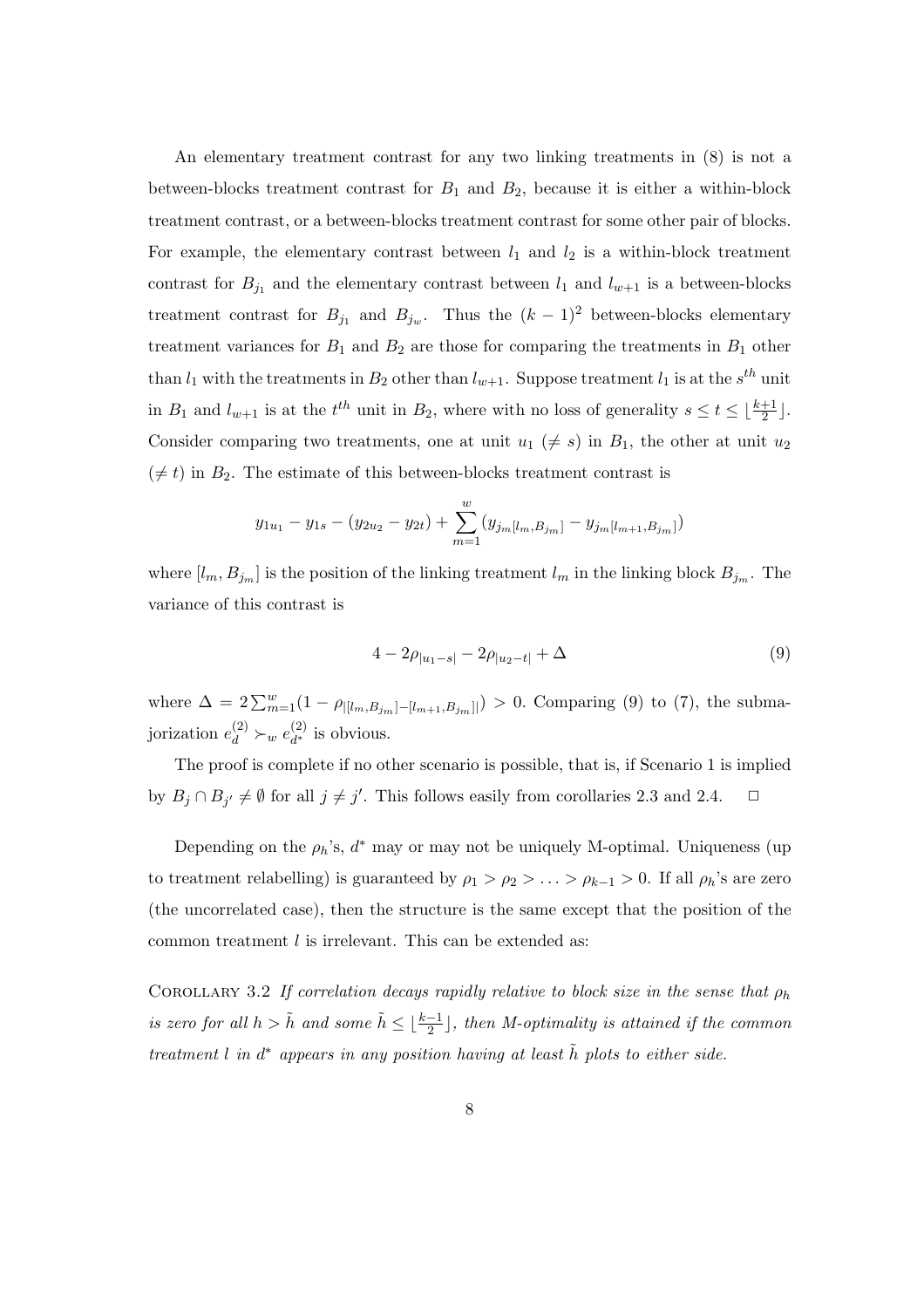An elementary treatment contrast for any two linking treatments in (8) is not a between-blocks treatment contrast for $B_1$ and $B_2$, because it is either a within-block treatment contrast, or a between-blocks treatment contrast for some other pair of blocks. For example, the elementary contrast between $l_1$ and $l_2$ is a within-block treatment contrast for $B_{j_1}$ and the elementary contrast between $l_1$ and $l_{w+1}$ is a between-blocks treatment contrast for $B_{j_1}$ and $B_{j_w}$. Thus the $(k-1)^2$ between-blocks elementary treatment variances for $B_1$ and $B_2$ are those for comparing the treatments in $B_1$ other than $l_1$ with the treatments in $B_2$ other than $l_{w+1}$. Suppose treatment $l_1$ is at the $s^{th}$ unit in $B_1$ and $l_{w+1}$ is at the $t^{th}$ unit in $B_2$, where with no loss of generality $s \leq t \leq \lfloor \frac{k+1}{2} \rfloor$. Consider comparing two treatments, one at unit $u_1$ ($\neq s$) in $B_1$, the other at unit $u_2$ ($\neq t$) in $B_2$. The estimate of this between-blocks treatment contrast is

$$y_{1u_1} - y_{1s} - (y_{2u_2} - y_{2t}) + \sum_{m=1}^{w} (y_{j_m[l_m, B_{j_m}]} - y_{j_m[l_{m+1}, B_{j_m}]})$$

where $[l_m, B_{j_m}]$ is the position of the linking treatment $l_m$ in the linking block $B_{j_m}$. The variance of this contrast is

$$4 - 2\rho_{|u_1 - s|} - 2\rho_{|u_2 - t|} + \Delta \tag{9}$$

where $\Delta = 2\sum_{m=1}^{w}(1 - \rho_{|[l_m, B_{j_m}] - [l_{m+1}, B_{j_m}]|}) > 0$. Comparing (9) to (7), the submajorization $e_d^{(2)} \succ_w e_{d^*}^{(2)}$ is obvious.

The proof is complete if no other scenario is possible, that is, if Scenario 1 is implied by $B_j \cap B_{j'} \neq \emptyset$ for all $j \neq j'$. This follows easily from corollaries 2.3 and 2.4. $\square$

Depending on the $\rho_h$'s, $d^*$ may or may not be uniquely M-optimal. Uniqueness (up to treatment relabelling) is guaranteed by $\rho_1 > \rho_2 > \ldots > \rho_{k-1} > 0$. If all $\rho_h$'s are zero (the uncorrelated case), then the structure is the same except that the position of the common treatment $l$ is irrelevant. This can be extended as:

Corollary 3.2 *If correlation decays rapidly relative to block size in the sense that $\rho_h$ is zero for all $h > \tilde{h}$ and some $\tilde{h} \leq \lfloor \frac{k-1}{2} \rfloor$, then M-optimality is attained if the common treatment $l$ in $d^*$ appears in any position having at least $\tilde{h}$ plots to either side.*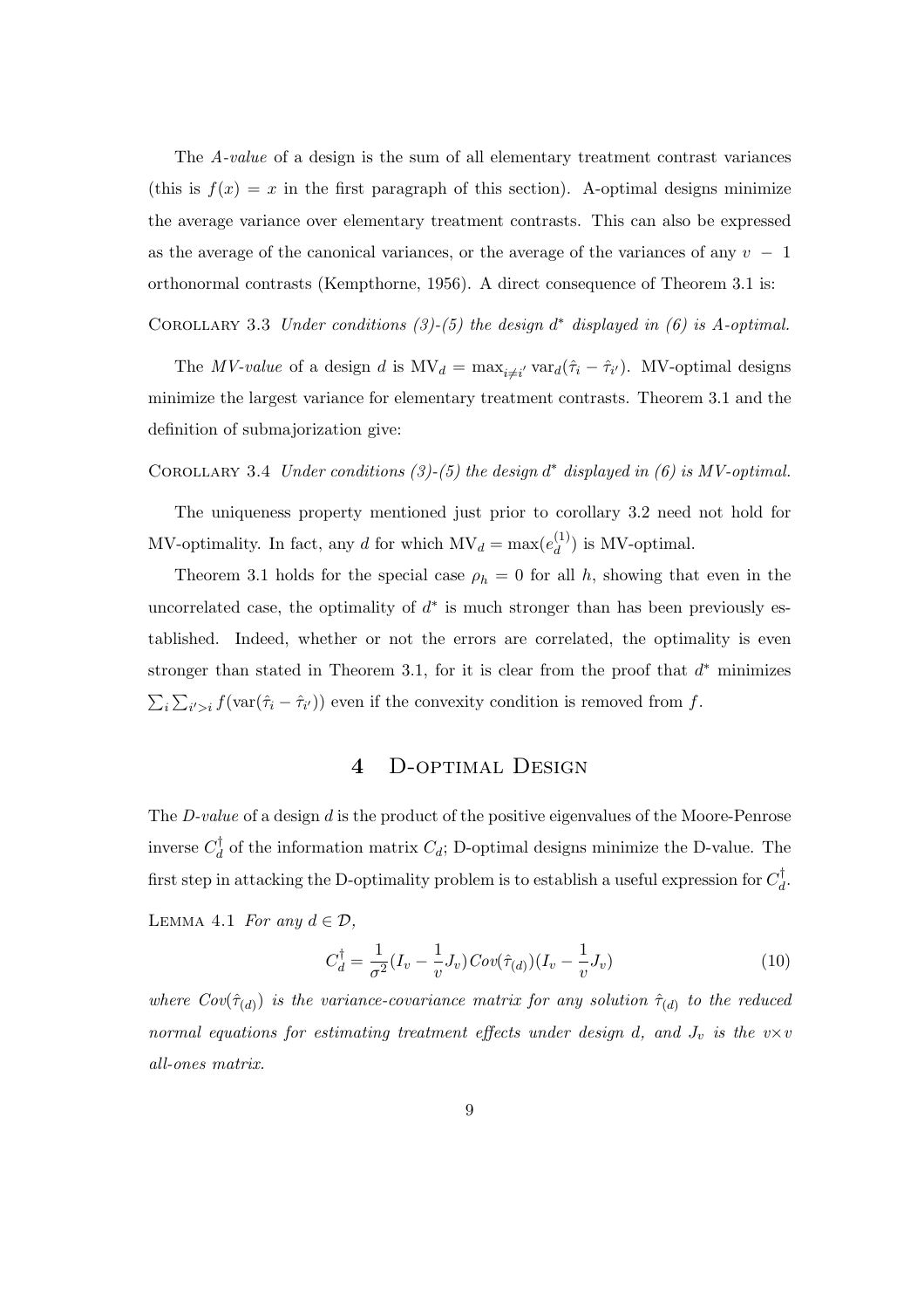The *A-value* of a design is the sum of all elementary treatment contrast variances (this is $f(x) = x$ in the first paragraph of this section). A-optimal designs minimize the average variance over elementary treatment contrasts. This can also be expressed as the average of the canonical variances, or the average of the variances of any $v - 1$ orthonormal contrasts (Kempthorne, 1956). A direct consequence of Theorem 3.1 is:

COROLLARY 3.3 *Under conditions (3)-(5) the design $d^*$ displayed in (6) is A-optimal.*

The *MV-value* of a design $d$ is $\mathrm{MV}_d = \max_{i \neq i'} \mathrm{var}_d(\hat{\tau}_i - \hat{\tau}_{i'})$. MV-optimal designs minimize the largest variance for elementary treatment contrasts. Theorem 3.1 and the definition of submajorization give:

COROLLARY 3.4 *Under conditions (3)-(5) the design $d^*$ displayed in (6) is MV-optimal.*

The uniqueness property mentioned just prior to corollary 3.2 need not hold for MV-optimality. In fact, any $d$ for which $\mathrm{MV}_d = \max(e_d^{(1)})$ is MV-optimal.

Theorem 3.1 holds for the special case $\rho_h = 0$ for all $h$, showing that even in the uncorrelated case, the optimality of $d^*$ is much stronger than has been previously established. Indeed, whether or not the errors are correlated, the optimality is even stronger than stated in Theorem 3.1, for it is clear from the proof that $d^*$ minimizes $\sum_i \sum_{i'>i} f(\mathrm{var}(\hat{\tau}_i - \hat{\tau}_{i'}))$ even if the convexity condition is removed from $f$.

## 4 D-optimal Design

The *D-value* of a design $d$ is the product of the positive eigenvalues of the Moore-Penrose inverse $C_d^\dagger$ of the information matrix $C_d$; D-optimal designs minimize the D-value. The first step in attacking the D-optimality problem is to establish a useful expression for $C_d^\dagger$.

LEMMA 4.1 *For any $d \in \mathcal{D}$,*

$$C_d^\dagger = \frac{1}{\sigma^2}(I_v - \frac{1}{v}J_v)Cov(\hat{\tau}_{(d)})(I_v - \frac{1}{v}J_v) \tag{10}$$

*where $Cov(\hat{\tau}_{(d)})$ is the variance-covariance matrix for any solution $\hat{\tau}_{(d)}$ to the reduced normal equations for estimating treatment effects under design $d$, and $J_v$ is the $v \times v$ all-ones matrix.*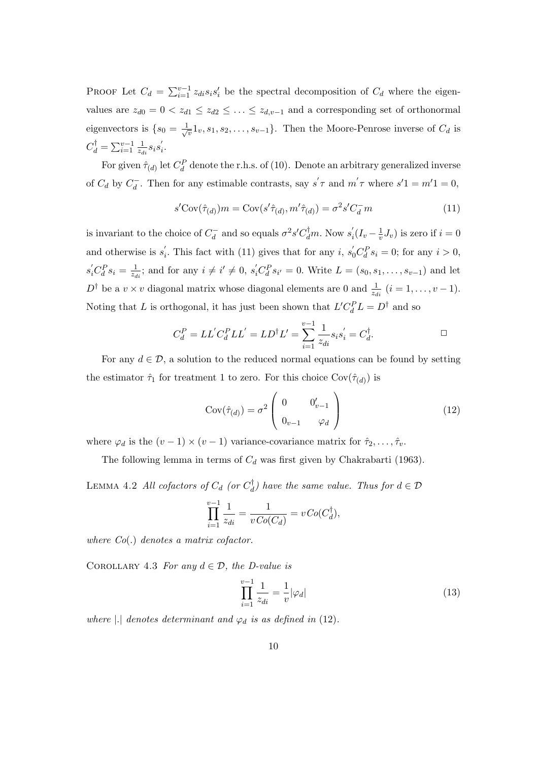Proof Let $C_d = \sum_{i=1}^{v-1} z_{di} s_i s_i'$ be the spectral decomposition of $C_d$ where the eigenvalues are $z_{d0} = 0 < z_{d1} \leq z_{d2} \leq \ldots \leq z_{d,v-1}$ and a corresponding set of orthonormal eigenvectors is $\{s_0 = \frac{1}{\sqrt{v}} 1_v, s_1, s_2, \ldots, s_{v-1}\}$. Then the Moore-Penrose inverse of $C_d$ is $C_d^{\dagger} = \sum_{i=1}^{v-1} \frac{1}{z_{di}} s_i s_i'$.

For given $\hat{\tau}_{(d)}$ let $C_d^P$ denote the r.h.s. of (10). Denote an arbitrary generalized inverse of $C_d$ by $C_d^-$. Then for any estimable contrasts, say $s'\tau$ and $m'\tau$ where $s'1 = m'1 = 0$,

$$s'\text{Cov}(\hat{\tau}_{(d)})m = \text{Cov}(s'\hat{\tau}_{(d)}, m'\hat{\tau}_{(d)}) = \sigma^2 s' C_d^- m \tag{11}$$

is invariant to the choice of $C_d^-$ and so equals $\sigma^2 s' C_d^{\dagger} m$. Now $s_i'(I_v - \frac{1}{v} J_v)$ is zero if $i = 0$ and otherwise is $s_i'$. This fact with (11) gives that for any $i$, $s_0' C_d^P s_i = 0$; for any $i > 0$, $s_i' C_d^P s_i = \frac{1}{z_{di}}$; and for any $i \neq i' \neq 0$, $s_i' C_d^P s_{i'} = 0$. Write $L = (s_0, s_1, \ldots, s_{v-1})$ and let $D^{\dagger}$ be a $v \times v$ diagonal matrix whose diagonal elements are 0 and $\frac{1}{z_{di}}$ $(i = 1, \ldots, v-1)$. Noting that $L$ is orthogonal, it has just been shown that $L' C_d^P L = D^{\dagger}$ and so

$$C_d^P = LL' C_d^P LL' = L D^{\dagger} L' = \sum_{i=1}^{v-1} \frac{1}{z_{di}} s_i s_i' = C_d^{\dagger}. \qquad \square$$

For any $d \in \mathcal{D}$, a solution to the reduced normal equations can be found by setting the estimator $\hat{\tau}_1$ for treatment 1 to zero. For this choice $\text{Cov}(\hat{\tau}_{(d)})$ is

$$\text{Cov}(\hat{\tau}_{(d)}) = \sigma^2 \begin{pmatrix} 0 & 0_{v-1}' \\ 0_{v-1} & \varphi_d \end{pmatrix} \tag{12}$$

where $\varphi_d$ is the $(v-1) \times (v-1)$ variance-covariance matrix for $\hat{\tau}_2, \ldots, \hat{\tau}_v$.

The following lemma in terms of $C_d$ was first given by Chakrabarti (1963).

Lemma 4.2 *All cofactors of $C_d$ (or $C_d^{\dagger}$) have the same value. Thus for $d \in \mathcal{D}$*

$$\prod_{i=1}^{v-1} \frac{1}{z_{di}} = \frac{1}{v\, Co(C_d)} = v\, Co(C_d^{\dagger}),$$

*where $Co(.)$ denotes a matrix cofactor.*

Corollary 4.3 *For any $d \in \mathcal{D}$, the D-value is*

$$\prod_{i=1}^{v-1} \frac{1}{z_{di}} = \frac{1}{v} |\varphi_d| \tag{13}$$

*where $|.|$ denotes determinant and $\varphi_d$ is as defined in (12).*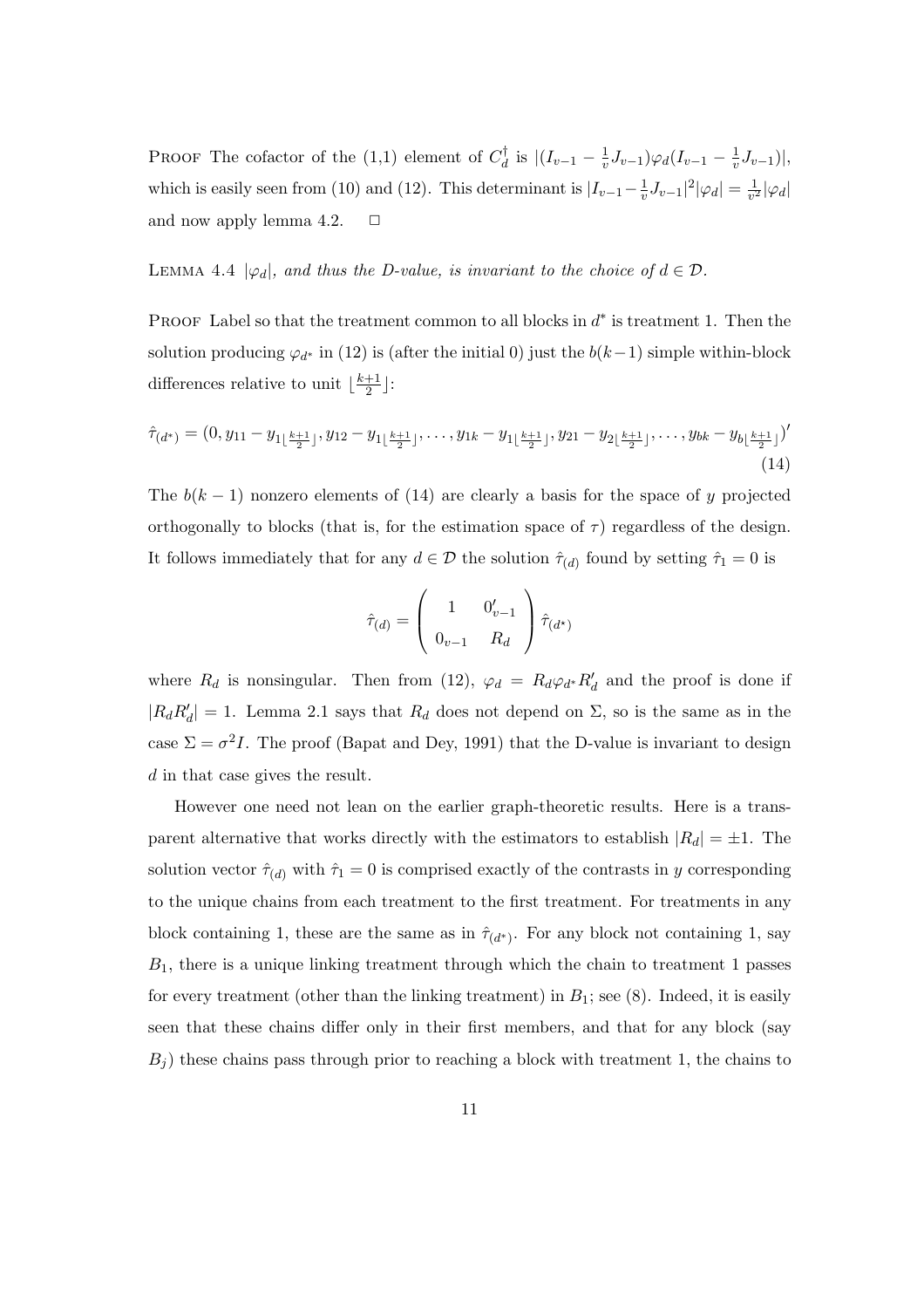PROOF The cofactor of the (1,1) element of $C_d^\dagger$ is $|(I_{v-1} - \frac{1}{v}J_{v-1})\varphi_d(I_{v-1} - \frac{1}{v}J_{v-1})|$, which is easily seen from (10) and (12). This determinant is $|I_{v-1} - \frac{1}{v}J_{v-1}|^2|\varphi_d| = \frac{1}{v^2}|\varphi_d|$ and now apply lemma 4.2. $\Box$

LEMMA 4.4 *$|\varphi_d|$, and thus the D-value, is invariant to the choice of $d \in \mathcal{D}$.*

PROOF Label so that the treatment common to all blocks in $d^*$ is treatment 1. Then the solution producing $\varphi_{d^*}$ in (12) is (after the initial 0) just the $b(k-1)$ simple within-block differences relative to unit $\lfloor \frac{k+1}{2} \rfloor$:

$$\hat{\tau}_{(d^*)} = (0, y_{11} - y_{1\lfloor\frac{k+1}{2}\rfloor}, y_{12} - y_{1\lfloor\frac{k+1}{2}\rfloor}, \ldots, y_{1k} - y_{1\lfloor\frac{k+1}{2}\rfloor}, y_{21} - y_{2\lfloor\frac{k+1}{2}\rfloor}, \ldots, y_{bk} - y_{b\lfloor\frac{k+1}{2}\rfloor})' \tag{14}$$

The $b(k-1)$ nonzero elements of (14) are clearly a basis for the space of $y$ projected orthogonally to blocks (that is, for the estimation space of $\tau$) regardless of the design. It follows immediately that for any $d \in \mathcal{D}$ the solution $\hat{\tau}_{(d)}$ found by setting $\hat{\tau}_1 = 0$ is

$$\hat{\tau}_{(d)} = \begin{pmatrix} 1 & 0'_{v-1} \\ 0_{v-1} & R_d \end{pmatrix} \hat{\tau}_{(d^*)}$$

where $R_d$ is nonsingular. Then from (12), $\varphi_d = R_d \varphi_{d^*} R'_d$ and the proof is done if $|R_d R'_d| = 1$. Lemma 2.1 says that $R_d$ does not depend on $\Sigma$, so is the same as in the case $\Sigma = \sigma^2 I$. The proof (Bapat and Dey, 1991) that the D-value is invariant to design $d$ in that case gives the result.

However one need not lean on the earlier graph-theoretic results. Here is a transparent alternative that works directly with the estimators to establish $|R_d| = \pm 1$. The solution vector $\hat{\tau}_{(d)}$ with $\hat{\tau}_1 = 0$ is comprised exactly of the contrasts in $y$ corresponding to the unique chains from each treatment to the first treatment. For treatments in any block containing 1, these are the same as in $\hat{\tau}_{(d^*)}$. For any block not containing 1, say $B_1$, there is a unique linking treatment through which the chain to treatment 1 passes for every treatment (other than the linking treatment) in $B_1$; see (8). Indeed, it is easily seen that these chains differ only in their first members, and that for any block (say $B_j$) these chains pass through prior to reaching a block with treatment 1, the chains to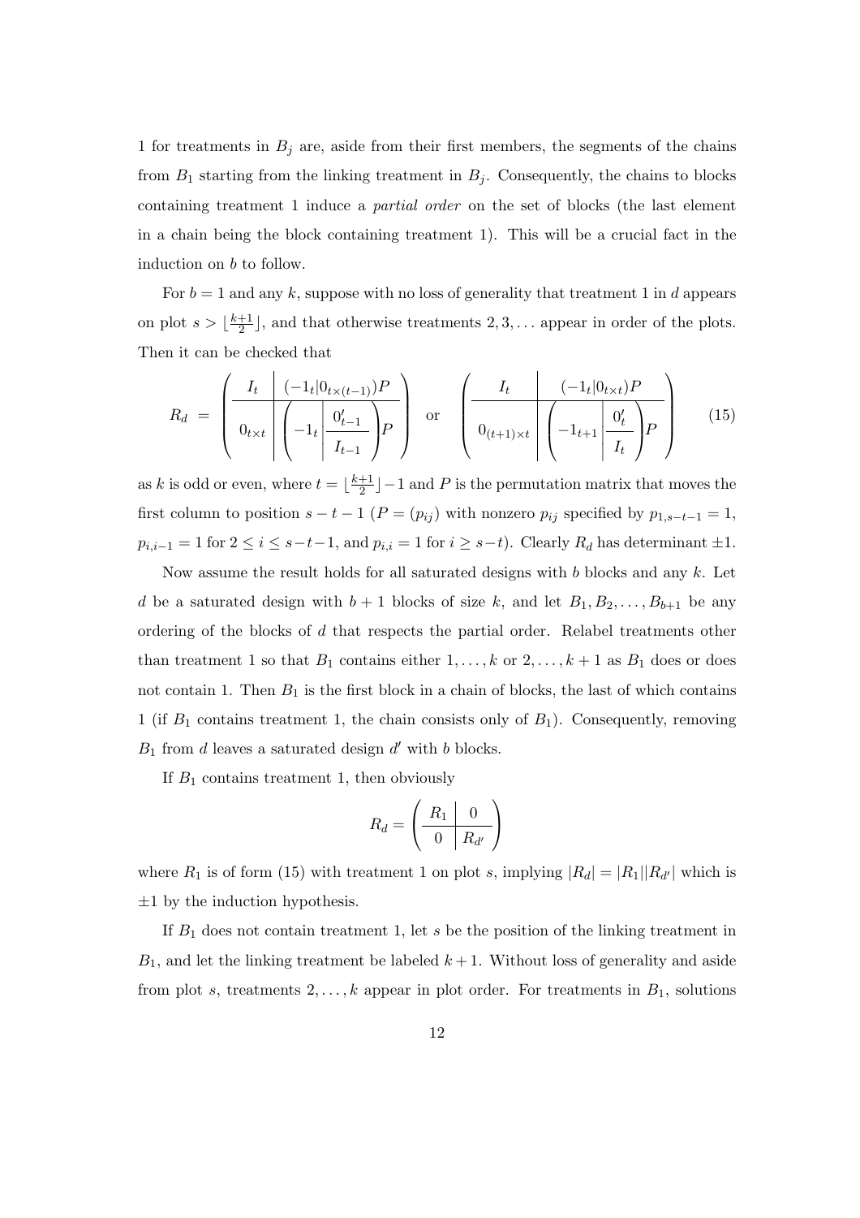1 for treatments in $B_j$ are, aside from their first members, the segments of the chains from $B_1$ starting from the linking treatment in $B_j$. Consequently, the chains to blocks containing treatment 1 induce a *partial order* on the set of blocks (the last element in a chain being the block containing treatment 1). This will be a crucial fact in the induction on $b$ to follow.

For $b = 1$ and any $k$, suppose with no loss of generality that treatment 1 in $d$ appears on plot $s > \lfloor \frac{k+1}{2} \rfloor$, and that otherwise treatments $2, 3, \ldots$ appear in order of the plots. Then it can be checked that

$$R_d \;=\; \left(\begin{array}{c|c} I_t & (-1_t|0_{t\times(t-1)})P \\ \hline 0_{t\times t} & \left(-1_t \left| \begin{array}{c} 0'_{t-1} \\ \hline I_{t-1} \end{array}\right.\right)P \end{array}\right) \quad \text{or} \quad \left(\begin{array}{c|c} I_t & (-1_t|0_{t\times t})P \\ \hline 0_{(t+1)\times t} & \left(-1_{t+1} \left| \begin{array}{c} 0'_{t} \\ \hline I_{t} \end{array}\right.\right)P \end{array}\right) \tag{15}$$

as $k$ is odd or even, where $t = \lfloor \frac{k+1}{2} \rfloor - 1$ and $P$ is the permutation matrix that moves the first column to position $s-t-1$ ($P = (p_{ij})$ with nonzero $p_{ij}$ specified by $p_{1,s-t-1} = 1$, $p_{i,i-1} = 1$ for $2 \leq i \leq s-t-1$, and $p_{i,i} = 1$ for $i \geq s-t$). Clearly $R_d$ has determinant $\pm 1$.

Now assume the result holds for all saturated designs with $b$ blocks and any $k$. Let $d$ be a saturated design with $b+1$ blocks of size $k$, and let $B_1, B_2, \ldots, B_{b+1}$ be any ordering of the blocks of $d$ that respects the partial order. Relabel treatments other than treatment 1 so that $B_1$ contains either $1, \ldots, k$ or $2, \ldots, k+1$ as $B_1$ does or does not contain 1. Then $B_1$ is the first block in a chain of blocks, the last of which contains 1 (if $B_1$ contains treatment 1, the chain consists only of $B_1$). Consequently, removing $B_1$ from $d$ leaves a saturated design $d'$ with $b$ blocks.

If $B_1$ contains treatment 1, then obviously

$$R_d = \left(\begin{array}{c|c} R_1 & 0 \\ \hline 0 & R_{d'} \end{array}\right)$$

where $R_1$ is of form (15) with treatment 1 on plot $s$, implying $|R_d| = |R_1||R_{d'}|$ which is $\pm 1$ by the induction hypothesis.

If $B_1$ does not contain treatment 1, let $s$ be the position of the linking treatment in $B_1$, and let the linking treatment be labeled $k+1$. Without loss of generality and aside from plot $s$, treatments $2, \ldots, k$ appear in plot order. For treatments in $B_1$, solutions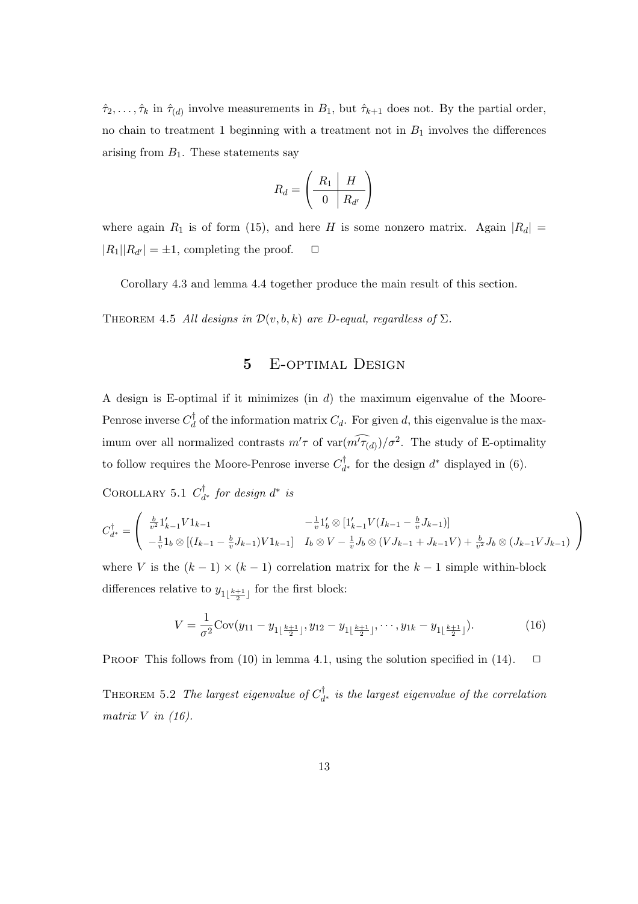$\hat{\tau}_2, \ldots, \hat{\tau}_k$ in $\hat{\tau}_{(d)}$ involve measurements in $B_1$, but $\hat{\tau}_{k+1}$ does not. By the partial order, no chain to treatment 1 beginning with a treatment not in $B_1$ involves the differences arising from $B_1$. These statements say

$$R_d = \left( \begin{array}{c|c} R_1 & H \\ \hline 0 & R_{d'} \end{array} \right)$$

where again $R_1$ is of form (15), and here $H$ is some nonzero matrix. Again $|R_d| = |R_1||R_{d'}| = \pm 1$, completing the proof. $\square$

Corollary 4.3 and lemma 4.4 together produce the main result of this section.

THEOREM 4.5 *All designs in $\mathcal{D}(v, b, k)$ are D-equal, regardless of $\Sigma$.*

## 5 E-optimal Design

A design is E-optimal if it minimizes (in $d$) the maximum eigenvalue of the Moore-Penrose inverse $C_d^\dagger$ of the information matrix $C_d$. For given $d$, this eigenvalue is the maximum over all normalized contrasts $m'\tau$ of $\mathrm{var}(\widehat{m'\tau_{(d)}})/\sigma^2$. The study of E-optimality to follow requires the Moore-Penrose inverse $C_{d^*}^\dagger$ for the design $d^*$ displayed in (6).

COROLLARY 5.1 *$C_{d^*}^\dagger$ for design $d^*$ is*

$$C_{d^*}^\dagger = \begin{pmatrix} \frac{b}{v^2} 1_{k-1}' V 1_{k-1} & -\frac{1}{v} 1_b' \otimes [1_{k-1}' V (I_{k-1} - \frac{b}{v} J_{k-1})] \\ -\frac{1}{v} 1_b \otimes [(I_{k-1} - \frac{b}{v} J_{k-1}) V 1_{k-1}] & I_b \otimes V - \frac{1}{v} J_b \otimes (V J_{k-1} + J_{k-1} V) + \frac{b}{v^2} J_b \otimes (J_{k-1} V J_{k-1}) \end{pmatrix}$$

where $V$ is the $(k-1) \times (k-1)$ correlation matrix for the $k-1$ simple within-block differences relative to $y_{1\lfloor \frac{k+1}{2} \rfloor}$ for the first block:

$$V = \frac{1}{\sigma^2} \mathrm{Cov}(y_{11} - y_{1\lfloor \frac{k+1}{2} \rfloor}, y_{12} - y_{1\lfloor \frac{k+1}{2} \rfloor}, \cdots, y_{1k} - y_{1\lfloor \frac{k+1}{2} \rfloor}). \tag{16}$$

PROOF This follows from (10) in lemma 4.1, using the solution specified in (14). $\square$

THEOREM 5.2 *The largest eigenvalue of $C_{d^*}^\dagger$ is the largest eigenvalue of the correlation matrix $V$ in (16).*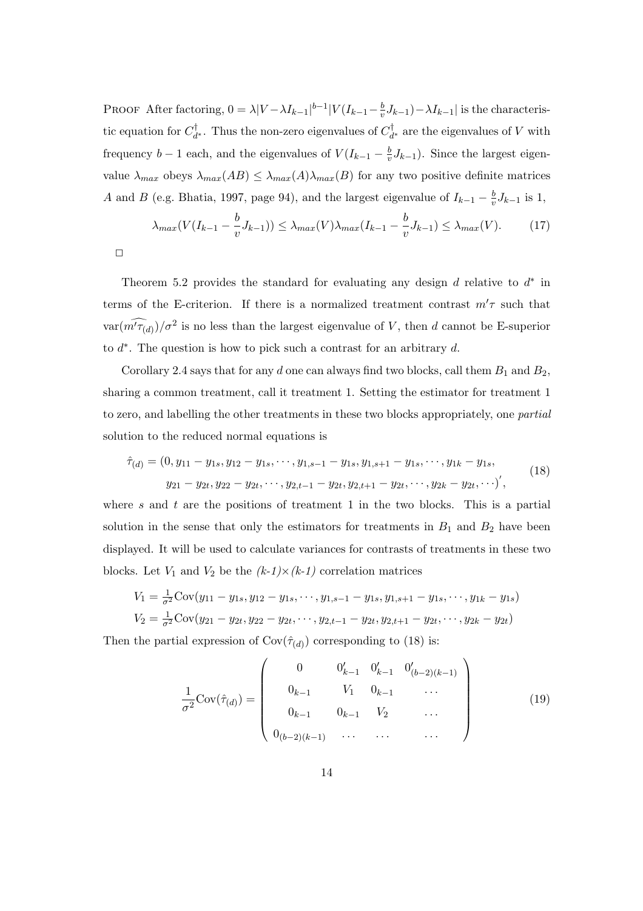Proof After factoring, $0 = \lambda|V - \lambda I_{k-1}|^{b-1}|V(I_{k-1} - \frac{b}{v}J_{k-1}) - \lambda I_{k-1}|$ is the characteristic equation for $C^{\dagger}_{d^*}$. Thus the non-zero eigenvalues of $C^{\dagger}_{d^*}$ are the eigenvalues of $V$ with frequency $b-1$ each, and the eigenvalues of $V(I_{k-1} - \frac{b}{v}J_{k-1})$. Since the largest eigenvalue $\lambda_{max}$ obeys $\lambda_{max}(AB) \leq \lambda_{max}(A)\lambda_{max}(B)$ for any two positive definite matrices $A$ and $B$ (e.g. Bhatia, 1997, page 94), and the largest eigenvalue of $I_{k-1} - \frac{b}{v}J_{k-1}$ is 1,

$$\lambda_{max}(V(I_{k-1} - \frac{b}{v}J_{k-1})) \leq \lambda_{max}(V)\lambda_{max}(I_{k-1} - \frac{b}{v}J_{k-1}) \leq \lambda_{max}(V). \tag{17}$$

□

Theorem 5.2 provides the standard for evaluating any design $d$ relative to $d^*$ in terms of the E-criterion. If there is a normalized treatment contrast $m'\tau$ such that $\text{var}(\widehat{m'\tau_{(d)}})/\sigma^2$ is no less than the largest eigenvalue of $V$, then $d$ cannot be E-superior to $d^*$. The question is how to pick such a contrast for an arbitrary $d$.

Corollary 2.4 says that for any $d$ one can always find two blocks, call them $B_1$ and $B_2$, sharing a common treatment, call it treatment 1. Setting the estimator for treatment 1 to zero, and labelling the other treatments in these two blocks appropriately, one *partial* solution to the reduced normal equations is

$$\begin{aligned}\hat{\tau}_{(d)} = (&0, y_{11} - y_{1s}, y_{12} - y_{1s}, \cdots, y_{1,s-1} - y_{1s}, y_{1,s+1} - y_{1s}, \cdots, y_{1k} - y_{1s}, \\ &y_{21} - y_{2t}, y_{22} - y_{2t}, \cdots, y_{2,t-1} - y_{2t}, y_{2,t+1} - y_{2t}, \cdots, y_{2k} - y_{2t}, \cdots)',\end{aligned} \tag{18}$$

where $s$ and $t$ are the positions of treatment 1 in the two blocks. This is a partial solution in the sense that only the estimators for treatments in $B_1$ and $B_2$ have been displayed. It will be used to calculate variances for contrasts of treatments in these two blocks. Let $V_1$ and $V_2$ be the *(k-1)×(k-1)* correlation matrices

$$V_1 = \tfrac{1}{\sigma^2}\text{Cov}(y_{11} - y_{1s}, y_{12} - y_{1s}, \cdots, y_{1,s-1} - y_{1s}, y_{1,s+1} - y_{1s}, \cdots, y_{1k} - y_{1s})$$
$$V_2 = \tfrac{1}{\sigma^2}\text{Cov}(y_{21} - y_{2t}, y_{22} - y_{2t}, \cdots, y_{2,t-1} - y_{2t}, y_{2,t+1} - y_{2t}, \cdots, y_{2k} - y_{2t})$$

Then the partial expression of $\text{Cov}(\hat{\tau}_{(d)})$ corresponding to (18) is:

$$\frac{1}{\sigma^2}\text{Cov}(\hat{\tau}_{(d)}) = \begin{pmatrix} 0 & 0'_{k-1} & 0'_{k-1} & 0'_{(b-2)(k-1)} \\ 0_{k-1} & V_1 & 0_{k-1} & \cdots \\ 0_{k-1} & 0_{k-1} & V_2 & \cdots \\ 0_{(b-2)(k-1)} & \cdots & \cdots & \cdots \end{pmatrix} \tag{19}$$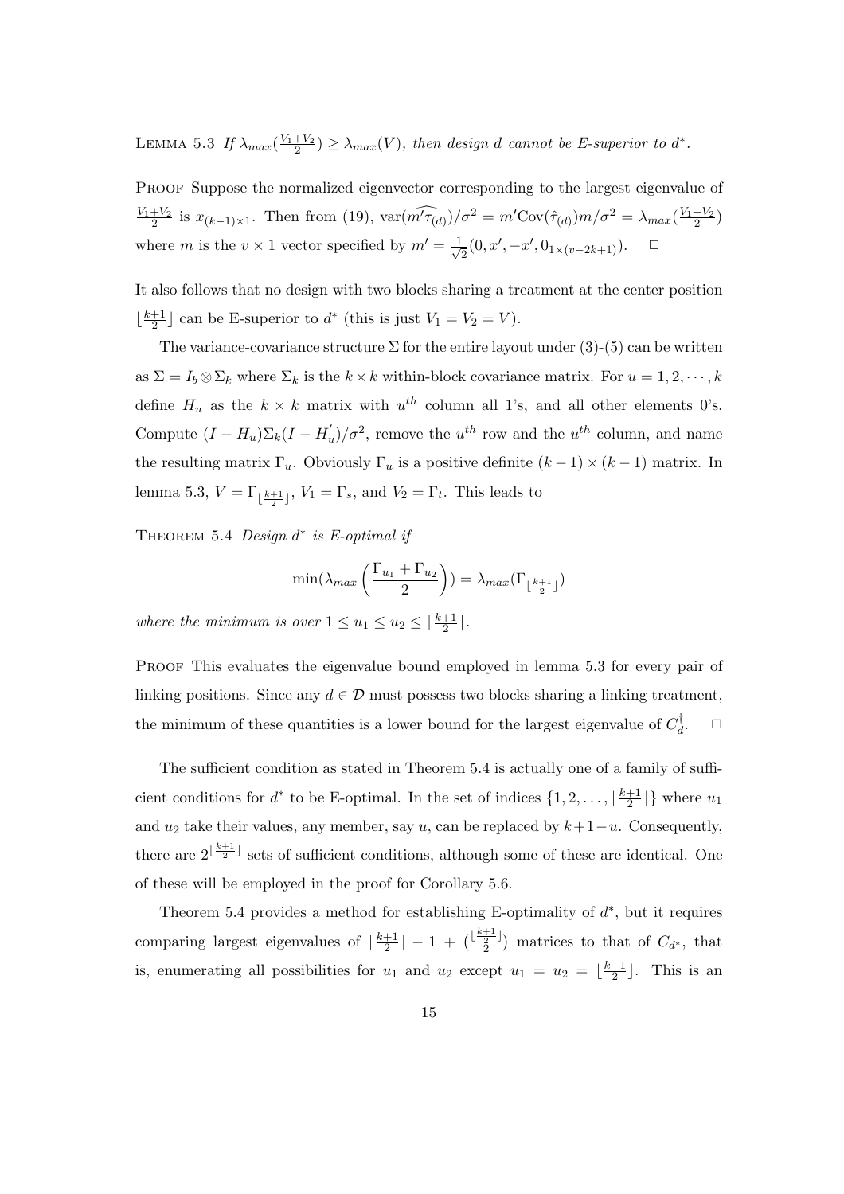LEMMA 5.3 *If $\lambda_{max}(\frac{V_1+V_2}{2}) \geq \lambda_{max}(V)$, then design $d$ cannot be E-superior to $d^*$.*

PROOF Suppose the normalized eigenvector corresponding to the largest eigenvalue of $\frac{V_1+V_2}{2}$ is $x_{(k-1)\times 1}$. Then from (19), $\text{var}(\widehat{m'\tau_{(d)}})/\sigma^2 = m'\text{Cov}(\hat{\tau}_{(d)})m/\sigma^2 = \lambda_{max}(\frac{V_1+V_2}{2})$ where $m$ is the $v \times 1$ vector specified by $m' = \frac{1}{\sqrt{2}}(0, x', -x', 0_{1\times(v-2k+1)})$. □

It also follows that no design with two blocks sharing a treatment at the center position $\lfloor\frac{k+1}{2}\rfloor$ can be E-superior to $d^*$ (this is just $V_1 = V_2 = V$).

The variance-covariance structure $\Sigma$ for the entire layout under (3)-(5) can be written as $\Sigma = I_b \otimes \Sigma_k$ where $\Sigma_k$ is the $k \times k$ within-block covariance matrix. For $u = 1, 2, \cdots, k$ define $H_u$ as the $k \times k$ matrix with $u^{th}$ column all 1's, and all other elements 0's. Compute $(I - H_u)\Sigma_k(I - H_u^{'})/\sigma^2$, remove the $u^{th}$ row and the $u^{th}$ column, and name the resulting matrix $\Gamma_u$. Obviously $\Gamma_u$ is a positive definite $(k-1) \times (k-1)$ matrix. In lemma 5.3, $V = \Gamma_{\lfloor\frac{k+1}{2}\rfloor}$, $V_1 = \Gamma_s$, and $V_2 = \Gamma_t$. This leads to

THEOREM 5.4 *Design $d^*$ is E-optimal if*

$$\min(\lambda_{max}\left(\frac{\Gamma_{u_1} + \Gamma_{u_2}}{2}\right)) = \lambda_{max}(\Gamma_{\lfloor\frac{k+1}{2}\rfloor})$$

*where the minimum is over $1 \leq u_1 \leq u_2 \leq \lfloor\frac{k+1}{2}\rfloor$.*

PROOF This evaluates the eigenvalue bound employed in lemma 5.3 for every pair of linking positions. Since any $d \in \mathcal{D}$ must possess two blocks sharing a linking treatment, the minimum of these quantities is a lower bound for the largest eigenvalue of $C_d^{\dagger}$. □

The sufficient condition as stated in Theorem 5.4 is actually one of a family of sufficient conditions for $d^*$ to be E-optimal. In the set of indices $\{1, 2, \ldots, \lfloor\frac{k+1}{2}\rfloor\}$ where $u_1$ and $u_2$ take their values, any member, say $u$, can be replaced by $k+1-u$. Consequently, there are $2^{\lfloor\frac{k+1}{2}\rfloor}$ sets of sufficient conditions, although some of these are identical. One of these will be employed in the proof for Corollary 5.6.

Theorem 5.4 provides a method for establishing E-optimality of $d^*$, but it requires comparing largest eigenvalues of $\lfloor\frac{k+1}{2}\rfloor - 1 + \binom{\lfloor\frac{k+1}{2}\rfloor}{2}$ matrices to that of $C_{d^*}$, that is, enumerating all possibilities for $u_1$ and $u_2$ except $u_1 = u_2 = \lfloor\frac{k+1}{2}\rfloor$. This is an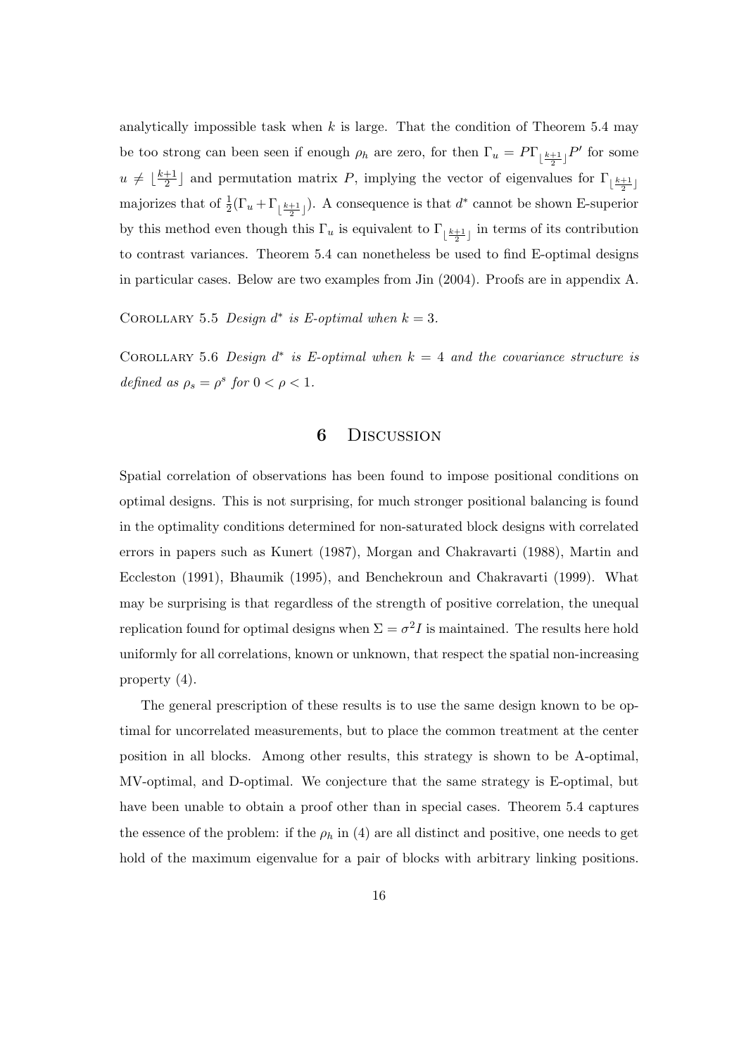analytically impossible task when $k$ is large. That the condition of Theorem 5.4 may be too strong can been seen if enough $\rho_h$ are zero, for then $\Gamma_u = P\Gamma_{\lfloor \frac{k+1}{2} \rfloor}P'$ for some $u \neq \lfloor \frac{k+1}{2} \rfloor$ and permutation matrix $P$, implying the vector of eigenvalues for $\Gamma_{\lfloor \frac{k+1}{2} \rfloor}$ majorizes that of $\frac{1}{2}(\Gamma_u + \Gamma_{\lfloor \frac{k+1}{2} \rfloor})$. A consequence is that $d^*$ cannot be shown E-superior by this method even though this $\Gamma_u$ is equivalent to $\Gamma_{\lfloor \frac{k+1}{2} \rfloor}$ in terms of its contribution to contrast variances. Theorem 5.4 can nonetheless be used to find E-optimal designs in particular cases. Below are two examples from Jin (2004). Proofs are in appendix A.

COROLLARY 5.5 *Design $d^*$ is E-optimal when $k = 3$.*

COROLLARY 5.6 *Design $d^*$ is E-optimal when $k = 4$ and the covariance structure is defined as $\rho_s = \rho^s$ for $0 < \rho < 1$.*

## 6 Discussion

Spatial correlation of observations has been found to impose positional conditions on optimal designs. This is not surprising, for much stronger positional balancing is found in the optimality conditions determined for non-saturated block designs with correlated errors in papers such as Kunert (1987), Morgan and Chakravarti (1988), Martin and Eccleston (1991), Bhaumik (1995), and Benchekroun and Chakravarti (1999). What may be surprising is that regardless of the strength of positive correlation, the unequal replication found for optimal designs when $\Sigma = \sigma^2 I$ is maintained. The results here hold uniformly for all correlations, known or unknown, that respect the spatial non-increasing property (4).

The general prescription of these results is to use the same design known to be optimal for uncorrelated measurements, but to place the common treatment at the center position in all blocks. Among other results, this strategy is shown to be A-optimal, MV-optimal, and D-optimal. We conjecture that the same strategy is E-optimal, but have been unable to obtain a proof other than in special cases. Theorem 5.4 captures the essence of the problem: if the $\rho_h$ in (4) are all distinct and positive, one needs to get hold of the maximum eigenvalue for a pair of blocks with arbitrary linking positions.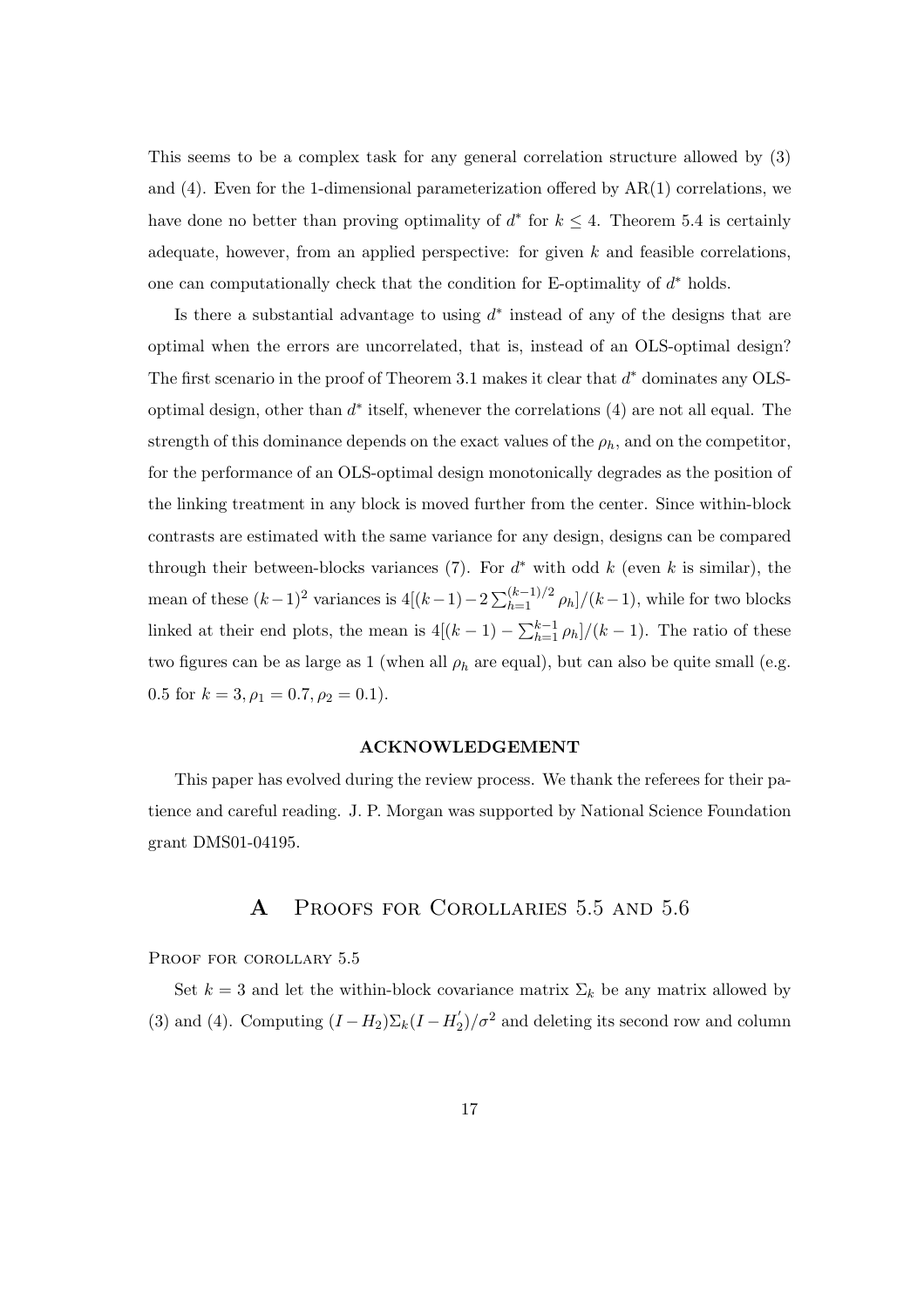This seems to be a complex task for any general correlation structure allowed by (3) and (4). Even for the 1-dimensional parameterization offered by AR(1) correlations, we have done no better than proving optimality of $d^*$ for $k \leq 4$. Theorem 5.4 is certainly adequate, however, from an applied perspective: for given $k$ and feasible correlations, one can computationally check that the condition for E-optimality of $d^*$ holds.

Is there a substantial advantage to using $d^*$ instead of any of the designs that are optimal when the errors are uncorrelated, that is, instead of an OLS-optimal design? The first scenario in the proof of Theorem 3.1 makes it clear that $d^*$ dominates any OLS-optimal design, other than $d^*$ itself, whenever the correlations (4) are not all equal. The strength of this dominance depends on the exact values of the $\rho_h$, and on the competitor, for the performance of an OLS-optimal design monotonically degrades as the position of the linking treatment in any block is moved further from the center. Since within-block contrasts are estimated with the same variance for any design, designs can be compared through their between-blocks variances (7). For $d^*$ with odd $k$ (even $k$ is similar), the mean of these $(k-1)^2$ variances is $4[(k-1) - 2\sum_{h=1}^{(k-1)/2} \rho_h]/(k-1)$, while for two blocks linked at their end plots, the mean is $4[(k-1) - \sum_{h=1}^{k-1} \rho_h]/(k-1)$. The ratio of these two figures can be as large as 1 (when all $\rho_h$ are equal), but can also be quite small (e.g. 0.5 for $k = 3, \rho_1 = 0.7, \rho_2 = 0.1$).

### ACKNOWLEDGEMENT

This paper has evolved during the review process. We thank the referees for their patience and careful reading. J. P. Morgan was supported by National Science Foundation grant DMS01-04195.

## A Proofs for Corollaries 5.5 and 5.6

Proof for corollary 5.5

Set $k = 3$ and let the within-block covariance matrix $\Sigma_k$ be any matrix allowed by (3) and (4). Computing $(I - H_2)\Sigma_k(I - H_2')/\sigma^2$ and deleting its second row and column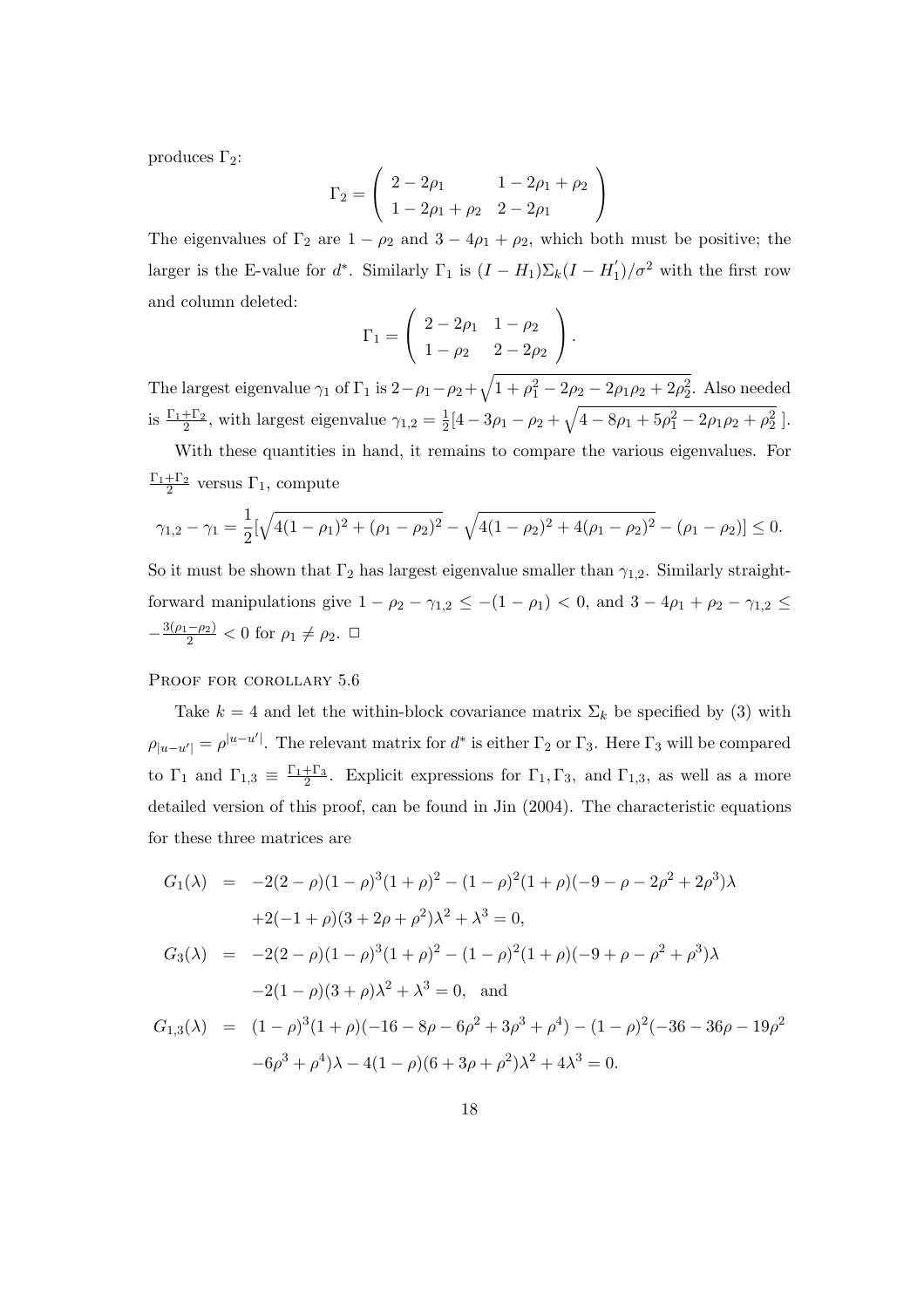produces $\Gamma_2$:

$$\Gamma_2 = \begin{pmatrix} 2-2\rho_1 & 1-2\rho_1+\rho_2 \\ 1-2\rho_1+\rho_2 & 2-2\rho_1 \end{pmatrix}$$

The eigenvalues of $\Gamma_2$ are $1-\rho_2$ and $3-4\rho_1+\rho_2$, which both must be positive; the larger is the E-value for $d^*$. Similarly $\Gamma_1$ is $(I-H_1)\Sigma_k(I-H_1^{'})/\sigma^2$ with the first row and column deleted:

$$\Gamma_1 = \begin{pmatrix} 2-2\rho_1 & 1-\rho_2 \\ 1-\rho_2 & 2-2\rho_2 \end{pmatrix}.$$

The largest eigenvalue $\gamma_1$ of $\Gamma_1$ is $2-\rho_1-\rho_2+\sqrt{1+\rho_1^2-2\rho_2-2\rho_1\rho_2+2\rho_2^2}$. Also needed is $\frac{\Gamma_1+\Gamma_2}{2}$, with largest eigenvalue $\gamma_{1,2} = \frac{1}{2}[4-3\rho_1-\rho_2+\sqrt{4-8\rho_1+5\rho_1^2-2\rho_1\rho_2+\rho_2^2}\ ]$.

With these quantities in hand, it remains to compare the various eigenvalues. For $\frac{\Gamma_1+\Gamma_2}{2}$ versus $\Gamma_1$, compute

$$\gamma_{1,2}-\gamma_1 = \frac{1}{2}[\sqrt{4(1-\rho_1)^2+(\rho_1-\rho_2)^2} - \sqrt{4(1-\rho_2)^2+4(\rho_1-\rho_2)^2} - (\rho_1-\rho_2)] \leq 0.$$

So it must be shown that $\Gamma_2$ has largest eigenvalue smaller than $\gamma_{1,2}$. Similarly straightforward manipulations give $1-\rho_2-\gamma_{1,2} \leq -(1-\rho_1) < 0$, and $3-4\rho_1+\rho_2-\gamma_{1,2} \leq -\frac{3(\rho_1-\rho_2)}{2} < 0$ for $\rho_1 \neq \rho_2$. $\square$

Proof for corollary 5.6

Take $k=4$ and let the within-block covariance matrix $\Sigma_k$ be specified by (3) with $\rho_{|u-u'|} = \rho^{|u-u'|}$. The relevant matrix for $d^*$ is either $\Gamma_2$ or $\Gamma_3$. Here $\Gamma_3$ will be compared to $\Gamma_1$ and $\Gamma_{1,3} \equiv \frac{\Gamma_1+\Gamma_3}{2}$. Explicit expressions for $\Gamma_1, \Gamma_3$, and $\Gamma_{1,3}$, as well as a more detailed version of this proof, can be found in Jin (2004). The characteristic equations for these three matrices are

$$\begin{aligned}
G_1(\lambda) &= -2(2-\rho)(1-\rho)^3(1+\rho)^2 - (1-\rho)^2(1+\rho)(-9-\rho-2\rho^2+2\rho^3)\lambda \\
&\quad +2(-1+\rho)(3+2\rho+\rho^2)\lambda^2 + \lambda^3 = 0, \\
G_3(\lambda) &= -2(2-\rho)(1-\rho)^3(1+\rho)^2 - (1-\rho)^2(1+\rho)(-9+\rho-\rho^2+\rho^3)\lambda \\
&\quad -2(1-\rho)(3+\rho)\lambda^2 + \lambda^3 = 0, \quad \text{and} \\
G_{1,3}(\lambda) &= (1-\rho)^3(1+\rho)(-16-8\rho-6\rho^2+3\rho^3+\rho^4) - (1-\rho)^2(-36-36\rho-19\rho^2 \\
&\quad -6\rho^3+\rho^4)\lambda - 4(1-\rho)(6+3\rho+\rho^2)\lambda^2 + 4\lambda^3 = 0.
\end{aligned}$$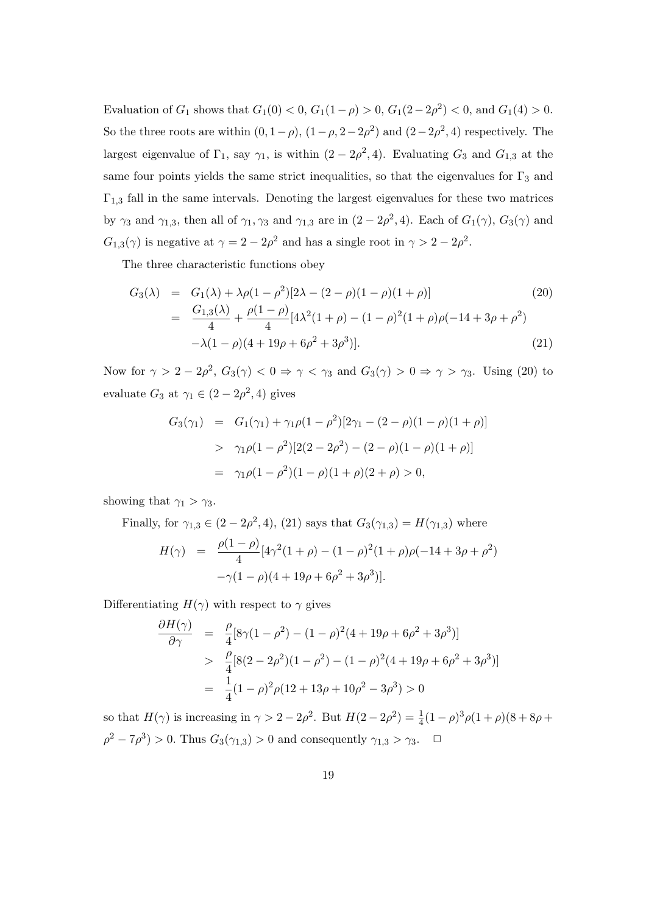Evaluation of $G_1$ shows that $G_1(0) < 0$, $G_1(1-\rho) > 0$, $G_1(2-2\rho^2) < 0$, and $G_1(4) > 0$. So the three roots are within $(0, 1-\rho)$, $(1-\rho, 2-2\rho^2)$ and $(2-2\rho^2, 4)$ respectively. The largest eigenvalue of $\Gamma_1$, say $\gamma_1$, is within $(2-2\rho^2, 4)$. Evaluating $G_3$ and $G_{1,3}$ at the same four points yields the same strict inequalities, so that the eigenvalues for $\Gamma_3$ and $\Gamma_{1,3}$ fall in the same intervals. Denoting the largest eigenvalues for these two matrices by $\gamma_3$ and $\gamma_{1,3}$, then all of $\gamma_1, \gamma_3$ and $\gamma_{1,3}$ are in $(2-2\rho^2, 4)$. Each of $G_1(\gamma)$, $G_3(\gamma)$ and $G_{1,3}(\gamma)$ is negative at $\gamma = 2-2\rho^2$ and has a single root in $\gamma > 2-2\rho^2$.

The three characteristic functions obey

$$
\begin{aligned}
G_3(\lambda) &= G_1(\lambda) + \lambda\rho(1-\rho^2)[2\lambda - (2-\rho)(1-\rho)(1+\rho)] \qquad (20)\\
&= \frac{G_{1,3}(\lambda)}{4} + \frac{\rho(1-\rho)}{4}[4\lambda^2(1+\rho) - (1-\rho)^2(1+\rho)\rho(-14+3\rho+\rho^2)\\
&\quad -\lambda(1-\rho)(4+19\rho+6\rho^2+3\rho^3)]. \qquad (21)
\end{aligned}
$$

Now for $\gamma > 2-2\rho^2$, $G_3(\gamma) < 0 \Rightarrow \gamma < \gamma_3$ and $G_3(\gamma) > 0 \Rightarrow \gamma > \gamma_3$. Using (20) to evaluate $G_3$ at $\gamma_1 \in (2-2\rho^2, 4)$ gives

$$
\begin{aligned}
G_3(\gamma_1) &= G_1(\gamma_1) + \gamma_1\rho(1-\rho^2)[2\gamma_1 - (2-\rho)(1-\rho)(1+\rho)]\\
&> \gamma_1\rho(1-\rho^2)[2(2-2\rho^2) - (2-\rho)(1-\rho)(1+\rho)]\\
&= \gamma_1\rho(1-\rho^2)(1-\rho)(1+\rho)(2+\rho) > 0,
\end{aligned}
$$

showing that $\gamma_1 > \gamma_3$.

Finally, for $\gamma_{1,3} \in (2-2\rho^2, 4)$, (21) says that $G_3(\gamma_{1,3}) = H(\gamma_{1,3})$ where

$$
\begin{aligned}
H(\gamma) &= \frac{\rho(1-\rho)}{4}[4\gamma^2(1+\rho) - (1-\rho)^2(1+\rho)\rho(-14+3\rho+\rho^2)\\
&\quad -\gamma(1-\rho)(4+19\rho+6\rho^2+3\rho^3)].
\end{aligned}
$$

Differentiating $H(\gamma)$ with respect to $\gamma$ gives

$$
\begin{aligned}
\frac{\partial H(\gamma)}{\partial \gamma} &= \frac{\rho}{4}[8\gamma(1-\rho^2) - (1-\rho)^2(4+19\rho+6\rho^2+3\rho^3)]\\
&> \frac{\rho}{4}[8(2-2\rho^2)(1-\rho^2) - (1-\rho)^2(4+19\rho+6\rho^2+3\rho^3)]\\
&= \frac{1}{4}(1-\rho)^2\rho(12+13\rho+10\rho^2-3\rho^3) > 0
\end{aligned}
$$

so that $H(\gamma)$ is increasing in $\gamma > 2-2\rho^2$. But $H(2-2\rho^2) = \frac{1}{4}(1-\rho)^3\rho(1+\rho)(8+8\rho+\rho^2-7\rho^3) > 0$. Thus $G_3(\gamma_{1,3}) > 0$ and consequently $\gamma_{1,3} > \gamma_3$. $\square$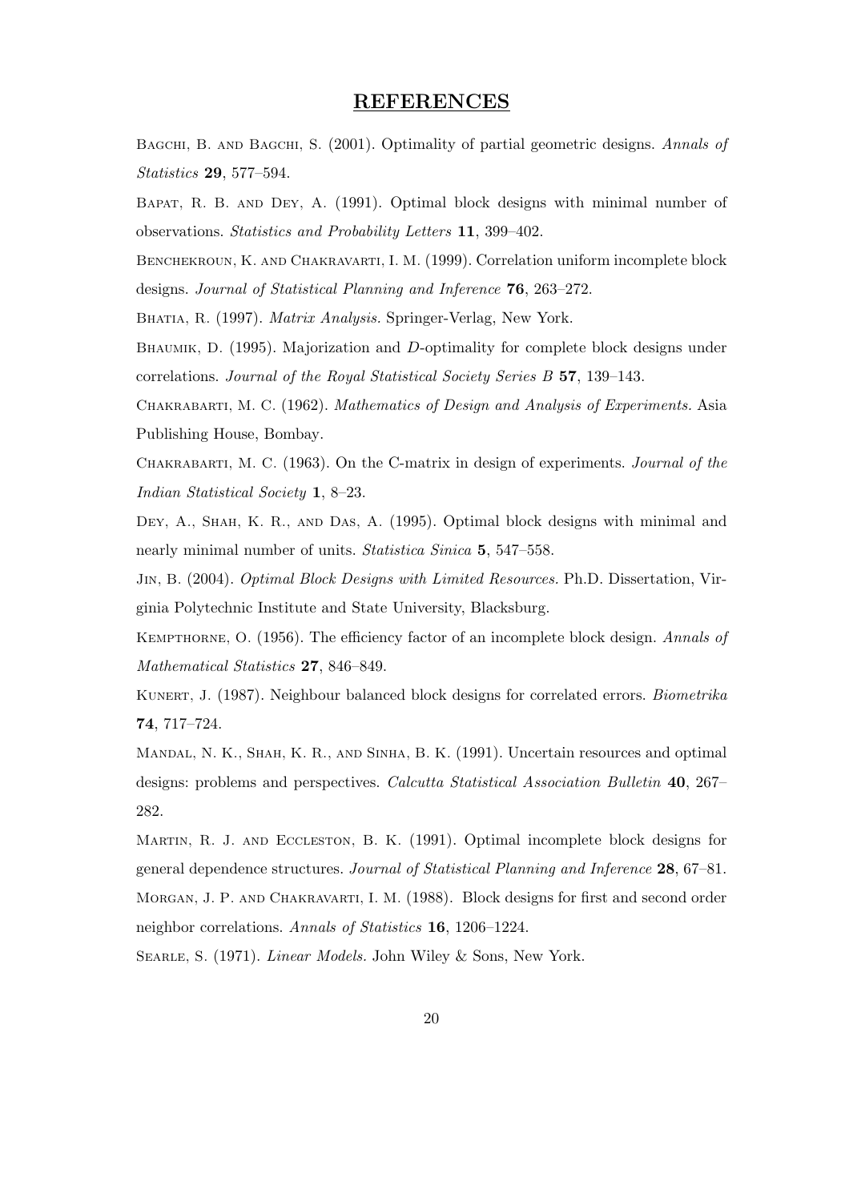## REFERENCES

Bagchi, B. and Bagchi, S. (2001). Optimality of partial geometric designs. *Annals of Statistics* **29**, 577–594.

Bapat, R. B. and Dey, A. (1991). Optimal block designs with minimal number of observations. *Statistics and Probability Letters* **11**, 399–402.

Benchekroun, K. and Chakravarti, I. M. (1999). Correlation uniform incomplete block designs. *Journal of Statistical Planning and Inference* **76**, 263–272.

Bhatia, R. (1997). *Matrix Analysis.* Springer-Verlag, New York.

Bhaumik, D. (1995). Majorization and $D$-optimality for complete block designs under correlations. *Journal of the Royal Statistical Society Series B* **57**, 139–143.

Chakrabarti, M. C. (1962). *Mathematics of Design and Analysis of Experiments.* Asia Publishing House, Bombay.

Chakrabarti, M. C. (1963). On the C-matrix in design of experiments. *Journal of the Indian Statistical Society* **1**, 8–23.

Dey, A., Shah, K. R., and Das, A. (1995). Optimal block designs with minimal and nearly minimal number of units. *Statistica Sinica* **5**, 547–558.

Jin, B. (2004). *Optimal Block Designs with Limited Resources.* Ph.D. Dissertation, Virginia Polytechnic Institute and State University, Blacksburg.

Kempthorne, O. (1956). The efficiency factor of an incomplete block design. *Annals of Mathematical Statistics* **27**, 846–849.

Kunert, J. (1987). Neighbour balanced block designs for correlated errors. *Biometrika* **74**, 717–724.

Mandal, N. K., Shah, K. R., and Sinha, B. K. (1991). Uncertain resources and optimal designs: problems and perspectives. *Calcutta Statistical Association Bulletin* **40**, 267–282.

Martin, R. J. and Eccleston, B. K. (1991). Optimal incomplete block designs for general dependence structures. *Journal of Statistical Planning and Inference* **28**, 67–81.

Morgan, J. P. and Chakravarti, I. M. (1988). Block designs for first and second order neighbor correlations. *Annals of Statistics* **16**, 1206–1224.

Searle, S. (1971). *Linear Models.* John Wiley & Sons, New York.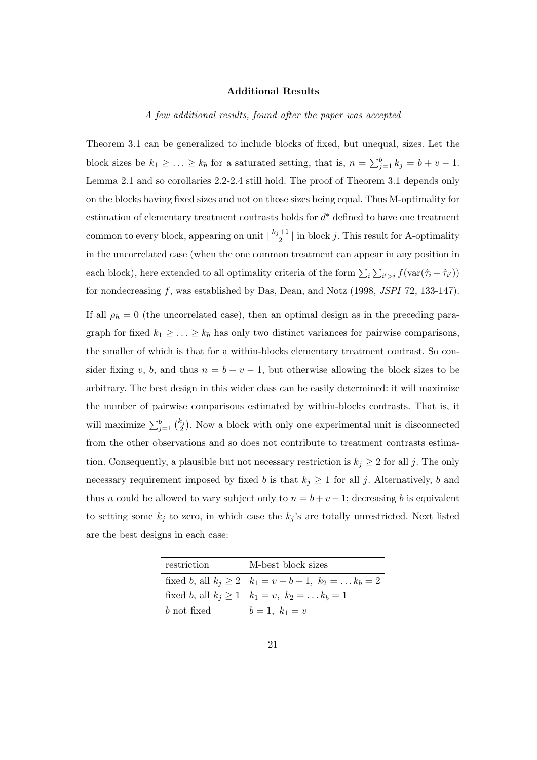## Additional Results

*A few additional results, found after the paper was accepted*

Theorem 3.1 can be generalized to include blocks of fixed, but unequal, sizes. Let the block sizes be $k_1 \geq \ldots \geq k_b$ for a saturated setting, that is, $n = \sum_{j=1}^{b} k_j = b + v - 1$. Lemma 2.1 and so corollaries 2.2-2.4 still hold. The proof of Theorem 3.1 depends only on the blocks having fixed sizes and not on those sizes being equal. Thus M-optimality for estimation of elementary treatment contrasts holds for $d^*$ defined to have one treatment common to every block, appearing on unit $\lfloor \frac{k_j+1}{2} \rfloor$ in block $j$. This result for A-optimality in the uncorrelated case (when the one common treatment can appear in any position in each block), here extended to all optimality criteria of the form $\sum_i \sum_{i'>i} f(\text{var}(\hat{\tau}_i - \hat{\tau}_{i'}))$ for nondecreasing $f$, was established by Das, Dean, and Notz (1998, *JSPI* 72, 133-147).

If all $\rho_h = 0$ (the uncorrelated case), then an optimal design as in the preceding paragraph for fixed $k_1 \geq \ldots \geq k_b$ has only two distinct variances for pairwise comparisons, the smaller of which is that for a within-blocks elementary treatment contrast. So consider fixing $v$, $b$, and thus $n = b + v - 1$, but otherwise allowing the block sizes to be arbitrary. The best design in this wider class can be easily determined: it will maximize the number of pairwise comparisons estimated by within-blocks contrasts. That is, it will maximize $\sum_{j=1}^{b} \binom{k_j}{2}$. Now a block with only one experimental unit is disconnected from the other observations and so does not contribute to treatment contrasts estimation. Consequently, a plausible but not necessary restriction is $k_j \geq 2$ for all $j$. The only necessary requirement imposed by fixed $b$ is that $k_j \geq 1$ for all $j$. Alternatively, $b$ and thus $n$ could be allowed to vary subject only to $n = b + v - 1$; decreasing $b$ is equivalent to setting some $k_j$ to zero, in which case the $k_j$'s are totally unrestricted. Next listed are the best designs in each case:

| restriction | M-best block sizes |
|---|---|
| fixed $b$, all $k_j \geq 2$ | $k_1 = v - b - 1,\ k_2 = \ldots k_b = 2$ |
| fixed $b$, all $k_j \geq 1$ | $k_1 = v,\ k_2 = \ldots k_b = 1$ |
| $b$ not fixed | $b = 1,\ k_1 = v$ |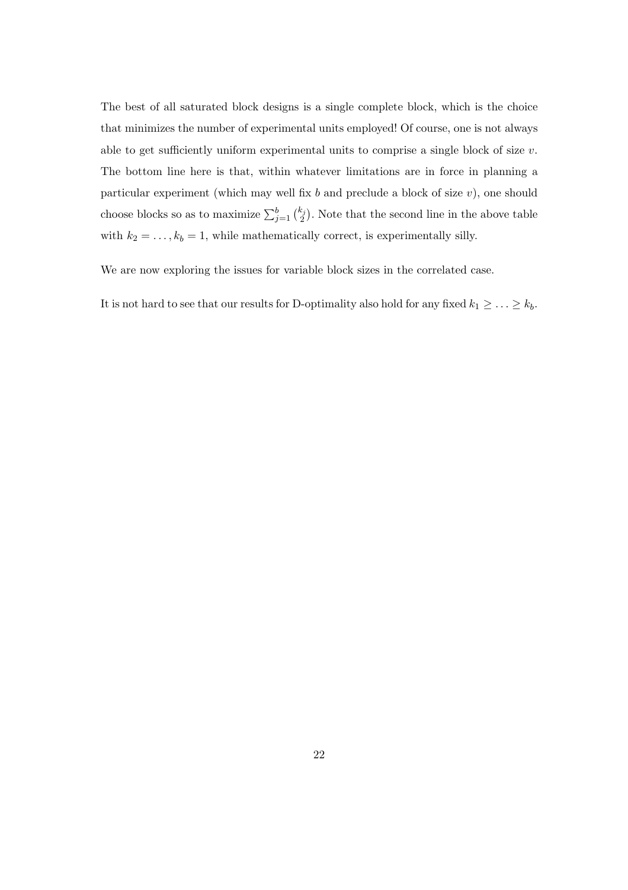The best of all saturated block designs is a single complete block, which is the choice that minimizes the number of experimental units employed! Of course, one is not always able to get sufficiently uniform experimental units to comprise a single block of size $v$. The bottom line here is that, within whatever limitations are in force in planning a particular experiment (which may well fix $b$ and preclude a block of size $v$), one should choose blocks so as to maximize $\sum_{j=1}^{b} \binom{k_j}{2}$. Note that the second line in the above table with $k_2 = \ldots, k_b = 1$, while mathematically correct, is experimentally silly.

We are now exploring the issues for variable block sizes in the correlated case.

It is not hard to see that our results for D-optimality also hold for any fixed $k_1 \geq \ldots \geq k_b$.